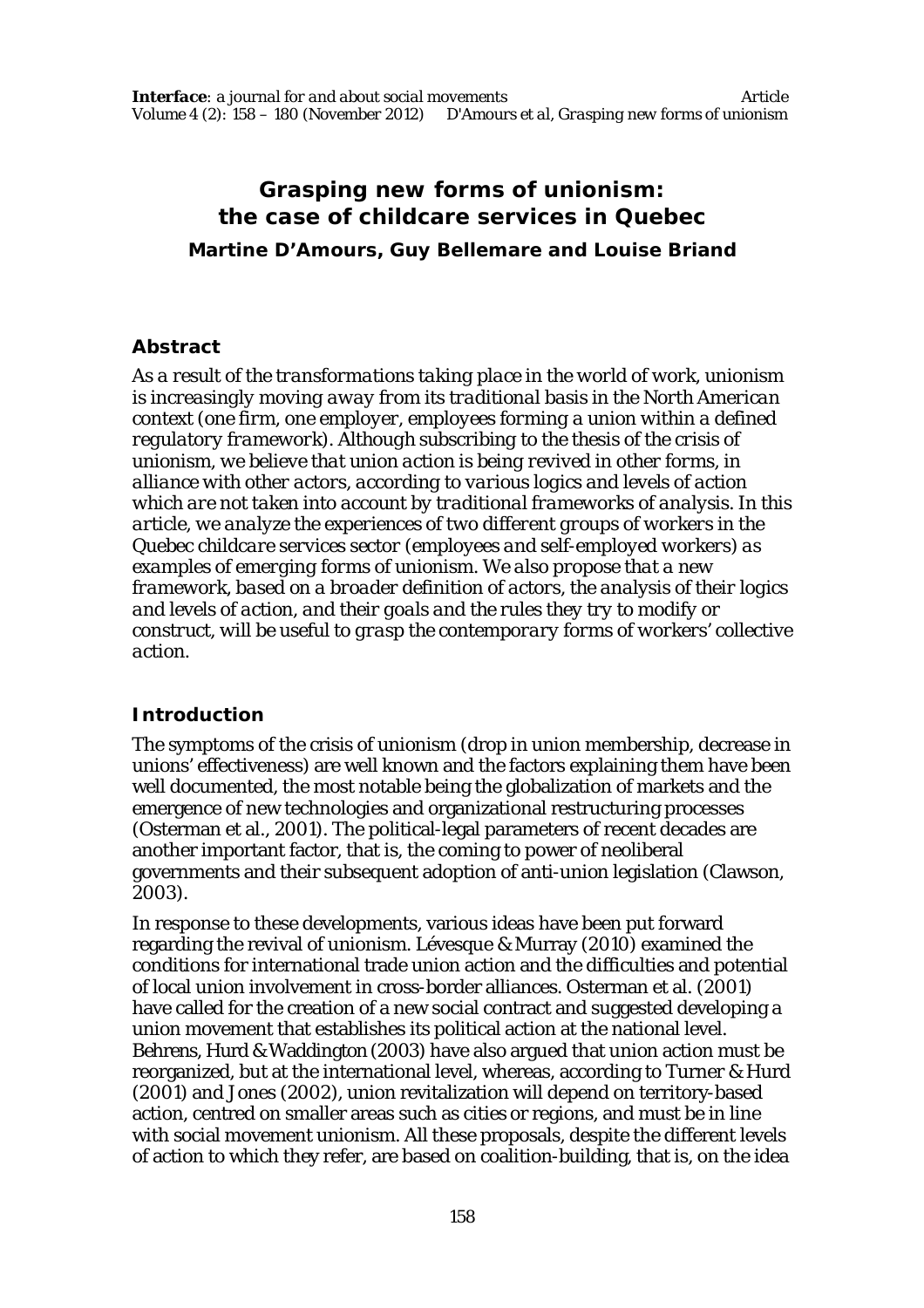# Grasping new forms of unionism: the case of childcare services in Quebec

**Martine D'Amours, Guy Bellemare and Louise Briand**

## Abstract

*As a result of the transformations taking place in the world of work, unionism is increasingly moving away from its traditional basis in the North American context (one firm, one employer, employees forming a union within a defined regulatory framework). Although subscribing to the thesis of the crisis of unionism, we believe that union action is being revived in other forms, in alliance with other actors, according to various logics and levels of action which are not taken into account by traditional frameworks of analysis. In this article, we analyze the experiences of two different groups of workers in the Quebec childcare services sector (employees and self-employed workers) as examples of emerging forms of unionism. We also propose that a new framework, based on a broader definition of actors, the analysis of their logics and levels of action, and their goals and the rules they try to modify or construct, will be useful to grasp the contemporary forms of workers' collective action.*

## Introduction

The symptoms of the crisis of unionism (drop in union membership, decrease in unions' effectiveness) are well known and the factors explaining them have been well documented, the most notable being the globalization of markets and the emergence of new technologies and organizational restructuring processes (Osterman et al., 2001). The political-legal parameters of recent decades are another important factor, that is, the coming to power of neoliberal governments and their subsequent adoption of anti-union legislation (Clawson, 2003).

In response to these developments, various ideas have been put forward regarding the revival of unionism. Lévesque & Murray (2010) examined the conditions for international trade union action and the difficulties and potential of local union involvement in cross-border alliances. Osterman et al. (2001) have called for the creation of a new social contract and suggested developing a union movement that establishes its political action at the national level. Behrens, Hurd & Waddington (2003) have also argued that union action must be reorganized, but at the international level, whereas, according to Turner & Hurd (2001) and Jones (2002), union revitalization will depend on territory-based action, centred on smaller areas such as cities or regions, and must be in line with social movement unionism. All these proposals, despite the different levels of action to which they refer, are based on coalition-building, that is, on the idea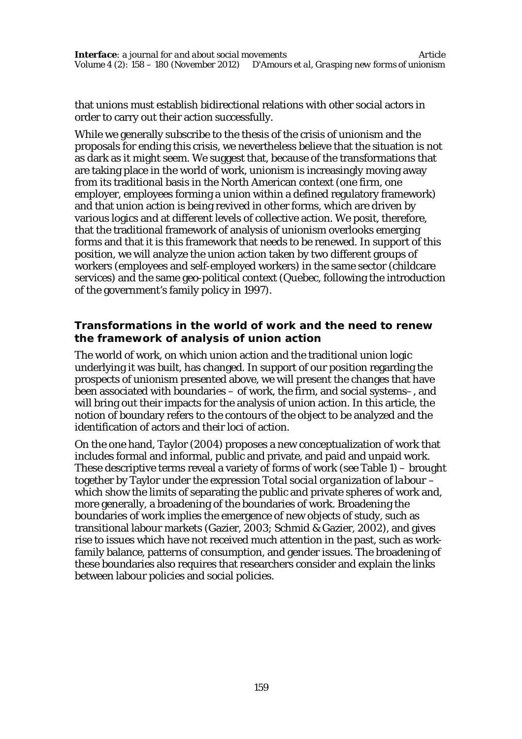that unions must establish bidirectional relations with other social actors in order to carry out their action successfully.

While we generally subscribe to the thesis of the crisis of unionism and the proposals for ending this crisis, we nevertheless believe that the situation is not as dark as it might seem. We suggest that, because of the transformations that are taking place in the world of work, unionism is increasingly moving away from its traditional basis in the North American context (one firm, one employer, employees forming a union within a defined regulatory framework) and that union action is being revived in other forms, which are driven by various logics and at different levels of collective action. We posit, therefore, that the traditional framework of analysis of unionism overlooks emerging forms and that it is this framework that needs to be renewed. In support of this position, we will analyze the union action taken by two different groups of workers (employees and self-employed workers) in the same sector (childcare services) and the same geo-political context (Quebec, following the introduction of the government's family policy in 1997).

## Transformations in the world of work and the need to renew the framework of analysis of union action

The world of work, on which union action and the traditional union logic underlying it was built, has changed. In support of our position regarding the prospects of unionism presented above, we will present the changes that have been associated with boundaries – of work, the firm, and social systems– , and will bring out their impacts for the analysis of union action. In this article, the notion of boundary refers to the contours of the object to be analyzed and the identification of actors and their loci of action.

On the one hand, Taylor (2004) proposes a new conceptualization of work that includes formal and informal, public and private, and paid and unpaid work. These descriptive terms reveal a variety of forms of work (see Table 1) – brought together by Taylor under the expression *Total social organization of labour* – which show the limits of separating the public and private spheres of work and, more generally, a broadening of the boundaries of work. Broadening the boundaries of work implies the emergence of new objects of study, such as transitional labour markets (Gazier, 2003; Schmid & Gazier, 2002), and gives rise to issues which have not received much attention in the past, such as work-family balance, patterns of consumption, and gender issues. The broadening of these boundaries also requires that researchers consider and explain the links between labour policies and social policies.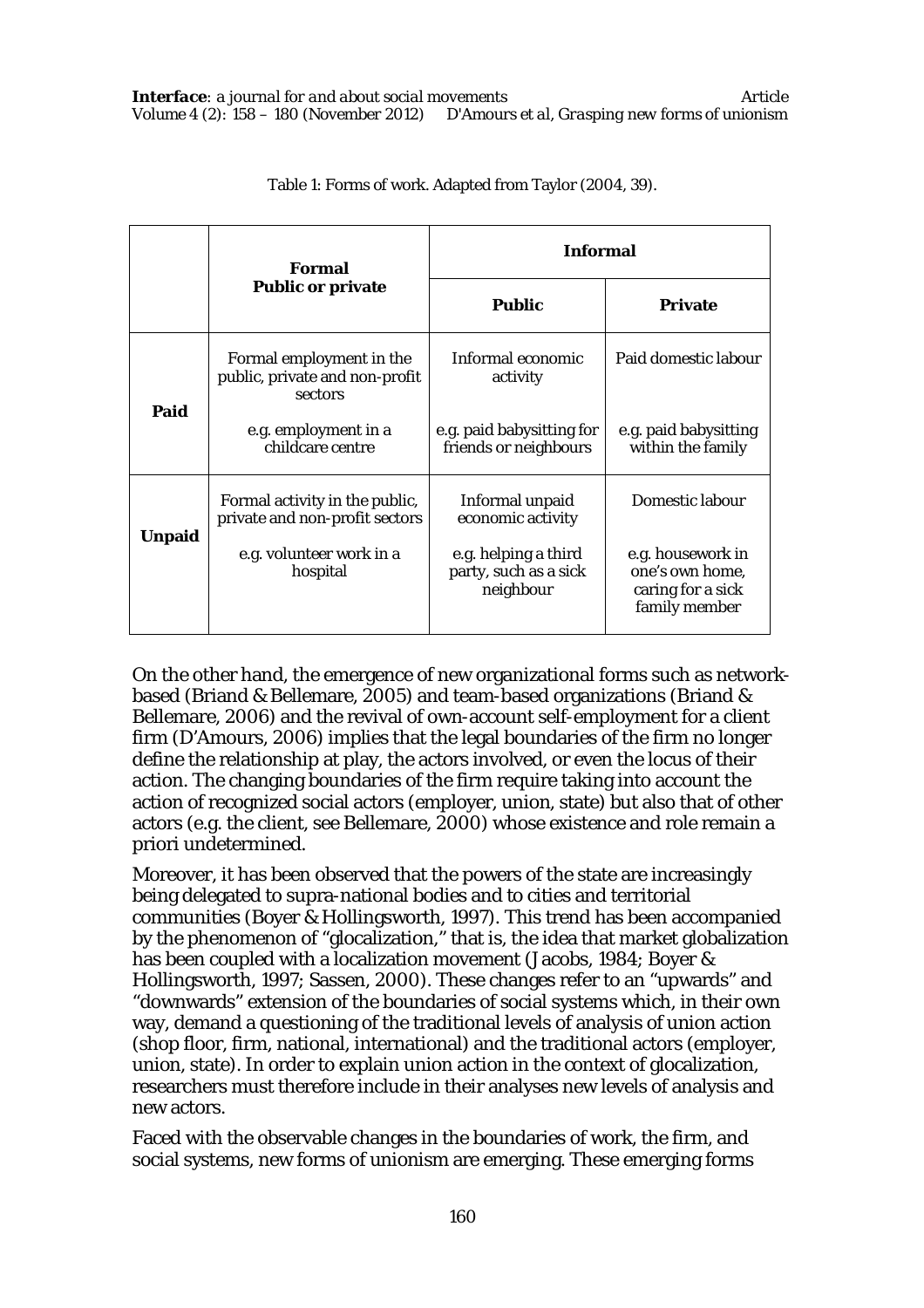Table 1: Forms of work. Adapted from Taylor (2004, 39).

| | **Formal** **Public or private** | **Informal** | |
|---|---|---|---|
| | | **Public** | **Private** |
| **Paid** | Formal employment in the public, private and non-profit sectors<br><br>e.g. employment in a childcare centre | Informal economic activity<br><br>e.g. paid babysitting for friends or neighbours | Paid domestic labour<br><br>e.g. paid babysitting within the family |
| **Unpaid** | Formal activity in the public, private and non-profit sectors<br><br>e.g. volunteer work in a hospital | Informal unpaid economic activity<br><br>e.g. helping a third party, such as a sick neighbour | Domestic labour<br><br>e.g. housework in one's own home, caring for a sick family member |

On the other hand, the emergence of new organizational forms such as network-based (Briand & Bellemare, 2005) and team-based organizations (Briand & Bellemare, 2006) and the revival of own-account self-employment for a client firm (D'Amours, 2006) implies that the legal boundaries of the firm no longer define the relationship at play, the actors involved, or even the locus of their action. The changing boundaries of the firm require taking into account the action of recognized social actors (employer, union, state) but also that of other actors (e.g. the client, see Bellemare, 2000) whose existence and role remain a priori undetermined.

Moreover, it has been observed that the powers of the state are increasingly being delegated to supra-national bodies and to cities and territorial communities (Boyer & Hollingsworth, 1997). This trend has been accompanied by the phenomenon of "glocalization," that is, the idea that market globalization has been coupled with a localization movement (Jacobs, 1984; Boyer & Hollingsworth, 1997; Sassen, 2000). These changes refer to an "upwards" and "downwards" extension of the boundaries of social systems which, in their own way, demand a questioning of the traditional levels of analysis of union action (shop floor, firm, national, international) and the traditional actors (employer, union, state). In order to explain union action in the context of glocalization, researchers must therefore include in their analyses new levels of analysis and new actors.

Faced with the observable changes in the boundaries of work, the firm, and social systems, new forms of unionism are emerging. These emerging forms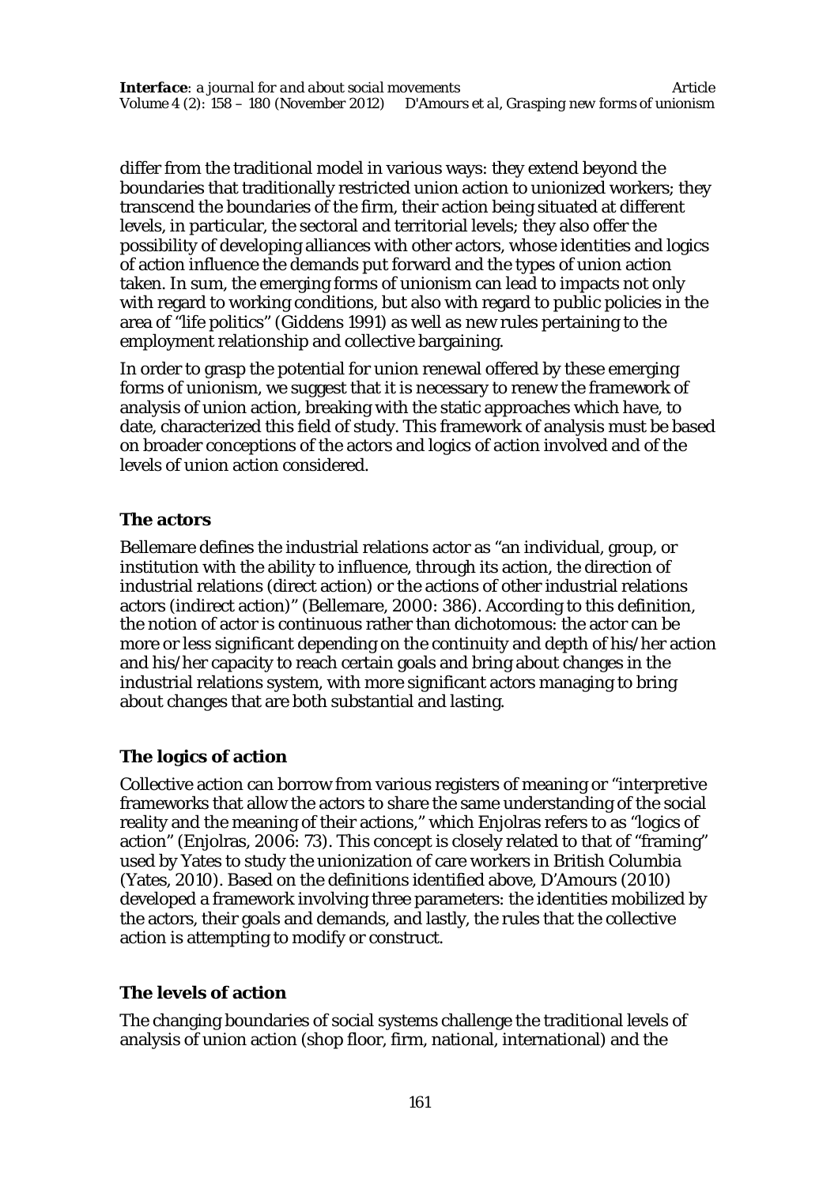differ from the traditional model in various ways: they extend beyond the boundaries that traditionally restricted union action to unionized workers; they transcend the boundaries of the firm, their action being situated at different levels, in particular, the sectoral and territorial levels; they also offer the possibility of developing alliances with other actors, whose identities and logics of action influence the demands put forward and the types of union action taken. In sum, the emerging forms of unionism can lead to impacts not only with regard to working conditions, but also with regard to public policies in the area of "life politics" (Giddens 1991) as well as new rules pertaining to the employment relationship and collective bargaining.

In order to grasp the potential for union renewal offered by these emerging forms of unionism, we suggest that it is necessary to renew the framework of analysis of union action, breaking with the static approaches which have, to date, characterized this field of study. This framework of analysis must be based on broader conceptions of the actors and logics of action involved and of the levels of union action considered.

### The actors

Bellemare defines the industrial relations actor as "an individual, group, or institution with the ability to influence, through its action, the direction of industrial relations (direct action) or the actions of other industrial relations actors (indirect action)" (Bellemare, 2000: 386). According to this definition, the notion of actor is continuous rather than dichotomous: the actor can be more or less significant depending on the continuity and depth of his/her action and his/her capacity to reach certain goals and bring about changes in the industrial relations system, with more significant actors managing to bring about changes that are both substantial and lasting.

### The logics of action

Collective action can borrow from various registers of meaning or "interpretive frameworks that allow the actors to share the same understanding of the social reality and the meaning of their actions," which Enjolras refers to as "logics of action" (Enjolras, 2006: 73). This concept is closely related to that of "framing" used by Yates to study the unionization of care workers in British Columbia (Yates, 2010). Based on the definitions identified above, D'Amours (2010) developed a framework involving three parameters: the identities mobilized by the actors, their goals and demands, and lastly, the rules that the collective action is attempting to modify or construct.

### The levels of action

The changing boundaries of social systems challenge the traditional levels of analysis of union action (shop floor, firm, national, international) and the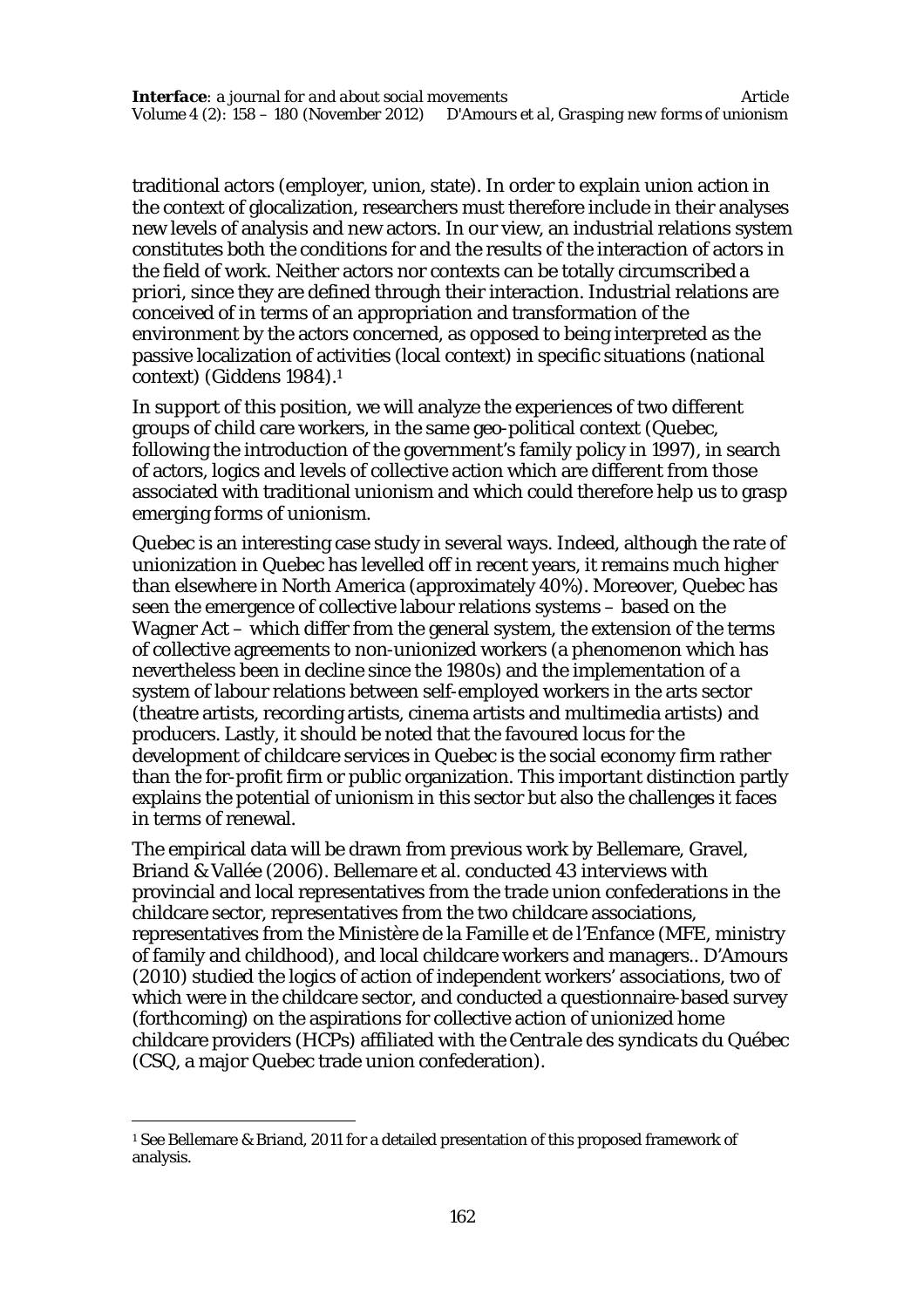traditional actors (employer, union, state). In order to explain union action in the context of glocalization, researchers must therefore include in their analyses new levels of analysis and new actors. In our view, an industrial relations system constitutes both the conditions for and the results of the interaction of actors in the field of work. Neither actors nor contexts can be totally circumscribed *a priori*, since they are defined through their interaction. Industrial relations are conceived of in terms of an appropriation and transformation of the environment by the actors concerned, as opposed to being interpreted as the passive localization of activities (local context) in specific situations (national context) (Giddens 1984).[1]

In support of this position, we will analyze the experiences of two different groups of child care workers, in the same geo-political context (Quebec, following the introduction of the government's family policy in 1997), in search of actors, logics and levels of collective action which are different from those associated with traditional unionism and which could therefore help us to grasp emerging forms of unionism.

Quebec is an interesting case study in several ways. Indeed, although the rate of unionization in Quebec has levelled off in recent years, it remains much higher than elsewhere in North America (approximately 40%). Moreover, Quebec has seen the emergence of collective labour relations systems – based on the Wagner Act – which differ from the general system, the extension of the terms of collective agreements to non-unionized workers (a phenomenon which has nevertheless been in decline since the 1980s) and the implementation of a system of labour relations between self-employed workers in the arts sector (theatre artists, recording artists, cinema artists and multimedia artists) and producers. Lastly, it should be noted that the favoured locus for the development of childcare services in Quebec is the social economy firm rather than the for-profit firm or public organization. This important distinction partly explains the potential of unionism in this sector but also the challenges it faces in terms of renewal.

The empirical data will be drawn from previous work by Bellemare, Gravel, Briand & Vallée (2006). Bellemare et al. conducted 43 interviews with provincial and local representatives from the trade union confederations in the childcare sector, representatives from the two childcare associations, representatives from the Ministère de la Famille et de l'Enfance (MFE, ministry of family and childhood), and local childcare workers and managers.. D'Amours (2010) studied the logics of action of independent workers' associations, two of which were in the childcare sector, and conducted a questionnaire-based survey (forthcoming) on the aspirations for collective action of unionized home childcare providers (HCPs) affiliated with the *Centrale des syndicats du Québec* (CSQ, a major Quebec trade union confederation).

---

[1] See Bellemare & Briand, 2011 for a detailed presentation of this proposed framework of analysis.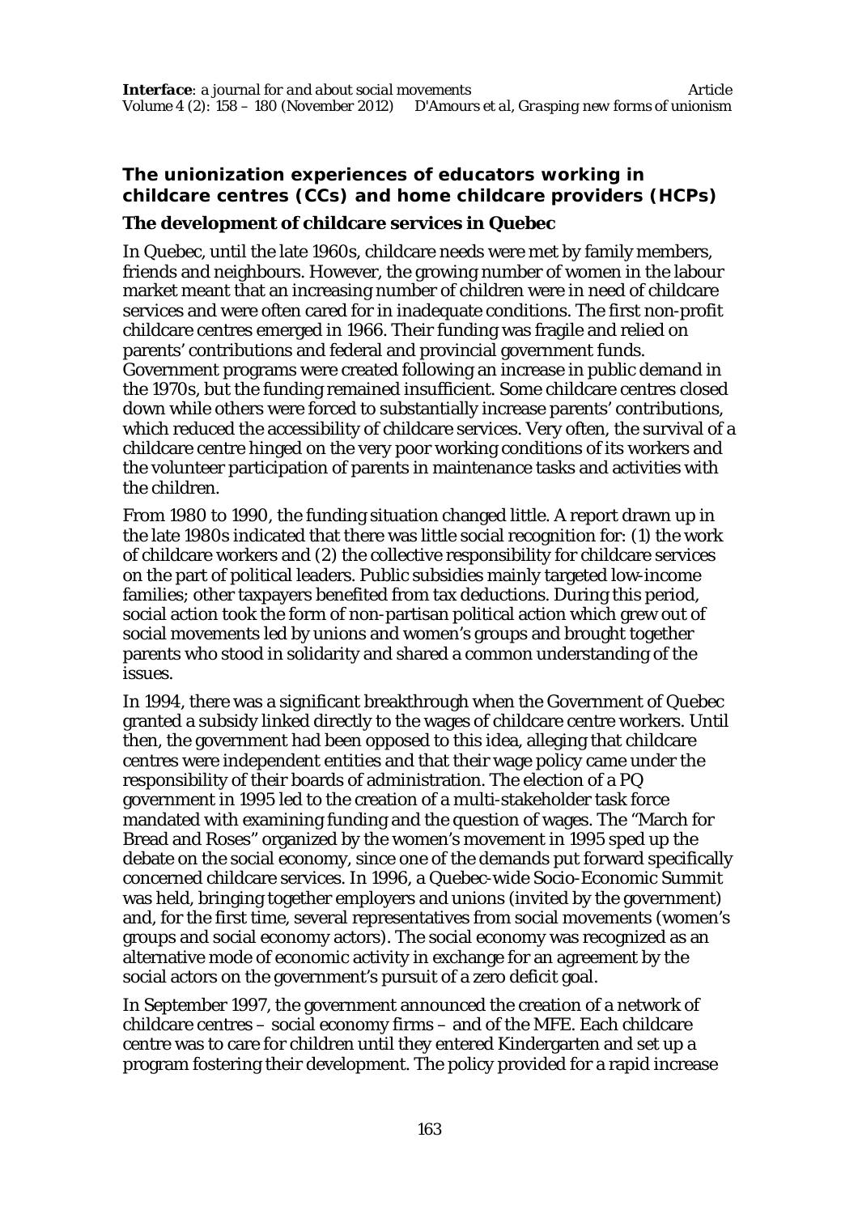## The unionization experiences of educators working in childcare centres (CCs) and home childcare providers (HCPs)

### The development of childcare services in Quebec

In Quebec, until the late 1960s, childcare needs were met by family members, friends and neighbours. However, the growing number of women in the labour market meant that an increasing number of children were in need of childcare services and were often cared for in inadequate conditions. The first non-profit childcare centres emerged in 1966. Their funding was fragile and relied on parents' contributions and federal and provincial government funds. Government programs were created following an increase in public demand in the 1970s, but the funding remained insufficient. Some childcare centres closed down while others were forced to substantially increase parents' contributions, which reduced the accessibility of childcare services. Very often, the survival of a childcare centre hinged on the very poor working conditions of its workers and the volunteer participation of parents in maintenance tasks and activities with the children.

From 1980 to 1990, the funding situation changed little. A report drawn up in the late 1980s indicated that there was little social recognition for: (1) the work of childcare workers and (2) the collective responsibility for childcare services on the part of political leaders. Public subsidies mainly targeted low-income families; other taxpayers benefited from tax deductions. During this period, social action took the form of non-partisan political action which grew out of social movements led by unions and women's groups and brought together parents who stood in solidarity and shared a common understanding of the issues.

In 1994, there was a significant breakthrough when the Government of Quebec granted a subsidy linked directly to the wages of childcare centre workers. Until then, the government had been opposed to this idea, alleging that childcare centres were independent entities and that their wage policy came under the responsibility of their boards of administration. The election of a PQ government in 1995 led to the creation of a multi-stakeholder task force mandated with examining funding and the question of wages. The "March for Bread and Roses" organized by the women's movement in 1995 sped up the debate on the social economy, since one of the demands put forward specifically concerned childcare services. In 1996, a Quebec-wide Socio-Economic Summit was held, bringing together employers and unions (invited by the government) and, for the first time, several representatives from social movements (women's groups and social economy actors). The social economy was recognized as an alternative mode of economic activity in exchange for an agreement by the social actors on the government's pursuit of a zero deficit goal.

In September 1997, the government announced the creation of a network of childcare centres – social economy firms – and of the MFE. Each childcare centre was to care for children until they entered Kindergarten and set up a program fostering their development. The policy provided for a rapid increase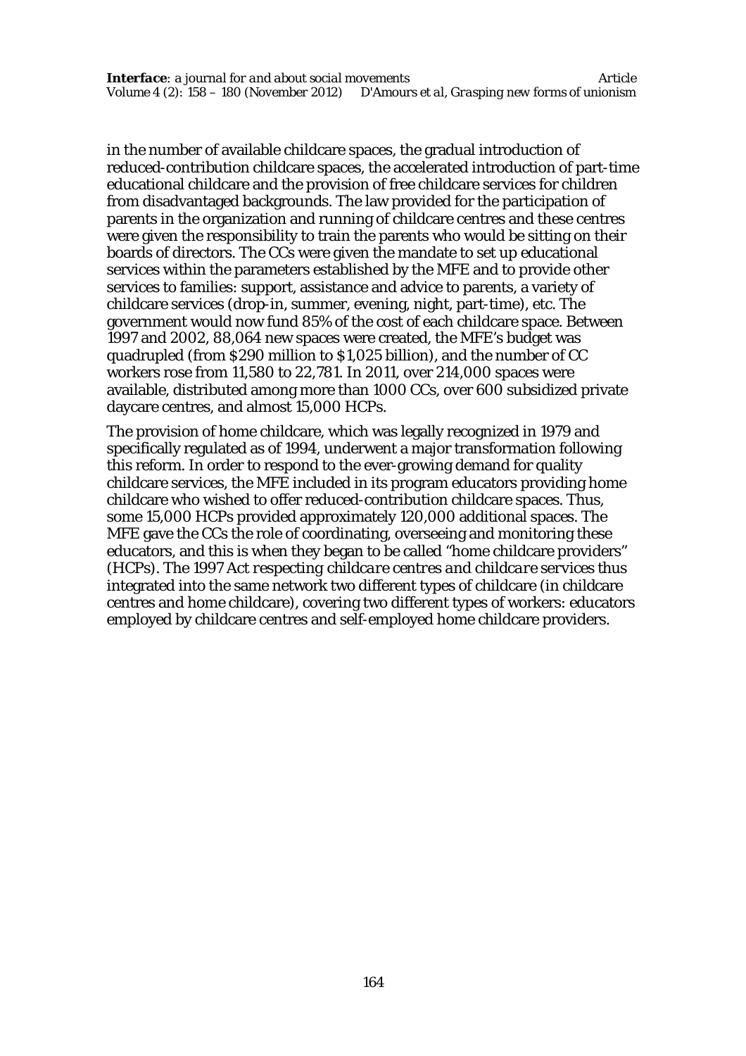in the number of available childcare spaces, the gradual introduction of reduced-contribution childcare spaces, the accelerated introduction of part-time educational childcare and the provision of free childcare services for children from disadvantaged backgrounds. The law provided for the participation of parents in the organization and running of childcare centres and these centres were given the responsibility to train the parents who would be sitting on their boards of directors. The CCs were given the mandate to set up educational services within the parameters established by the MFE and to provide other services to families: support, assistance and advice to parents, a variety of childcare services (drop-in, summer, evening, night, part-time), etc. The government would now fund 85% of the cost of each childcare space. Between 1997 and 2002, 88,064 new spaces were created, the MFE's budget was quadrupled (from $290 million to $1,025 billion), and the number of CC workers rose from 11,580 to 22,781. In 2011, over 214,000 spaces were available, distributed among more than 1000 CCs, over 600 subsidized private daycare centres, and almost 15,000 HCPs.

The provision of home childcare, which was legally recognized in 1979 and specifically regulated as of 1994, underwent a major transformation following this reform. In order to respond to the ever-growing demand for quality childcare services, the MFE included in its program educators providing home childcare who wished to offer reduced-contribution childcare spaces. Thus, some 15,000 HCPs provided approximately 120,000 additional spaces. The MFE gave the CCs the role of coordinating, overseeing and monitoring these educators, and this is when they began to be called "home childcare providers" (HCPs). The 1997 *Act respecting childcare centres and childcare services* thus integrated into the same network two different types of childcare (in childcare centres and home childcare), covering two different types of workers: educators employed by childcare centres and self-employed home childcare providers.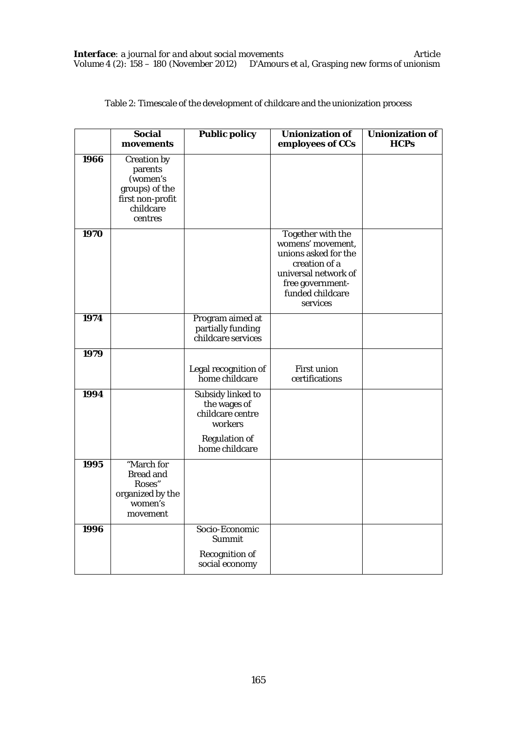Table 2: Timescale of the development of childcare and the unionization process

| | **Social movements** | **Public policy** | **Unionization of employees of CCs** | **Unionization of HCPs** |
|---|---|---|---|---|
| **1966** | Creation by parents (women's groups) of the first non-profit childcare centres | | | |
| **1970** | | | Together with the womens' movement, unions asked for the creation of a universal network of free government-funded childcare services | |
| **1974** | | Program aimed at partially funding childcare services | | |
| **1979** | | Legal recognition of home childcare | First union certifications | |
| **1994** | | Subsidy linked to the wages of childcare centre workers<br><br>Regulation of home childcare | | |
| **1995** | "March for Bread and Roses" organized by the women's movement | | | |
| **1996** | | Socio-Economic Summit<br><br>Recognition of social economy | | |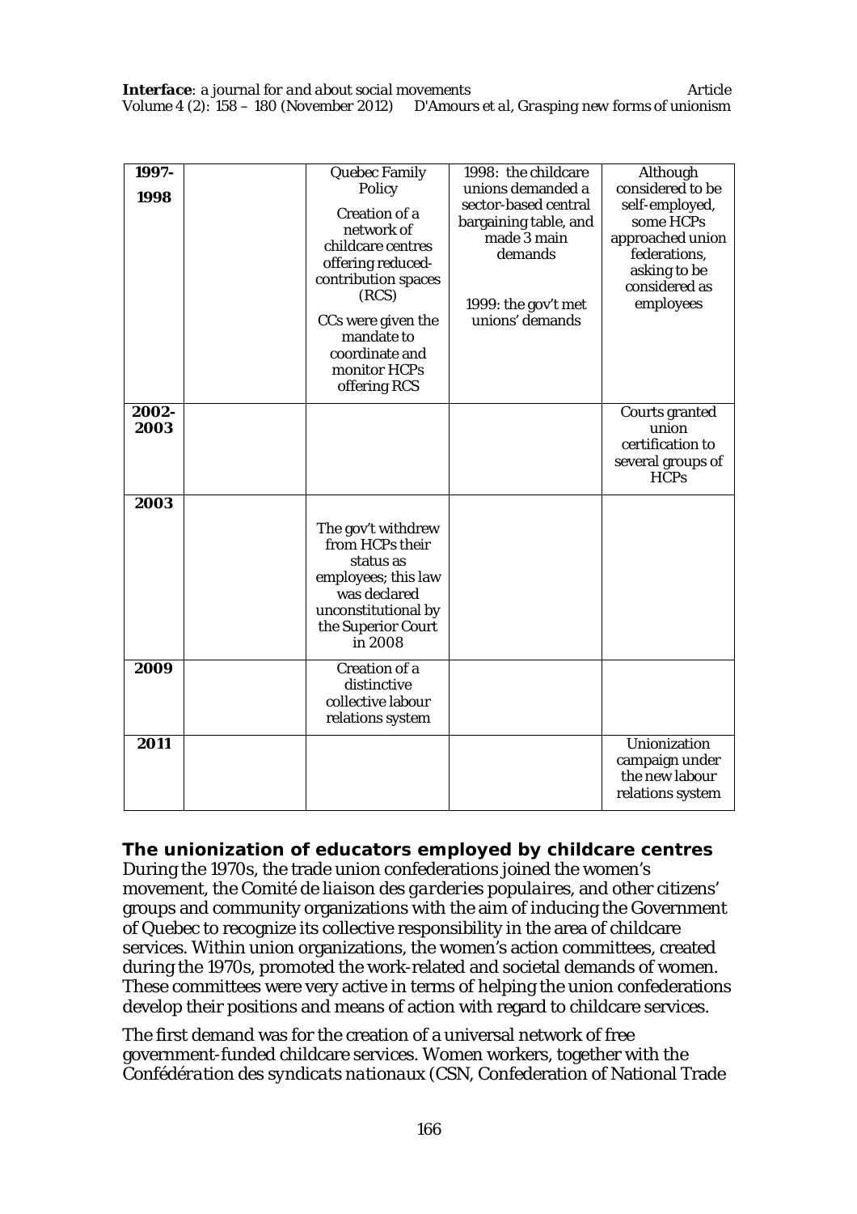| 1997-1998 | | Quebec Family Policy<br><br>Creation of a network of childcare centres offering reduced-contribution spaces (RCS)<br><br>CCs were given the mandate to coordinate and monitor HCPs offering RCS | 1998: the childcare unions demanded a sector-based central bargaining table, and made 3 main demands<br><br>1999: the gov't met unions' demands | Although considered to be self-employed, some HCPs approached union federations, asking to be considered as employees |
|---|---|---|---|---|
| 2002-2003 | | | | Courts granted union certification to several groups of HCPs |
| 2003 | | The gov't withdrew from HCPs their status as employees; this law was declared unconstitutional by the Superior Court in 2008 | | |
| 2009 | | Creation of a distinctive collective labour relations system | | |
| 2011 | | | | Unionization campaign under the new labour relations system |

## The unionization of educators employed by childcare centres

During the 1970s, the trade union confederations joined the women's movement, the *Comité de liaison des garderies populaires*, and other citizens' groups and community organizations with the aim of inducing the Government of Quebec to recognize its collective responsibility in the area of childcare services. Within union organizations, the women's action committees, created during the 1970s, promoted the work-related and societal demands of women. These committees were very active in terms of helping the union confederations develop their positions and means of action with regard to childcare services.

The first demand was for the creation of a universal network of free government-funded childcare services. Women workers, together with the *Confédération des syndicats nationaux* (CSN, Confederation of National Trade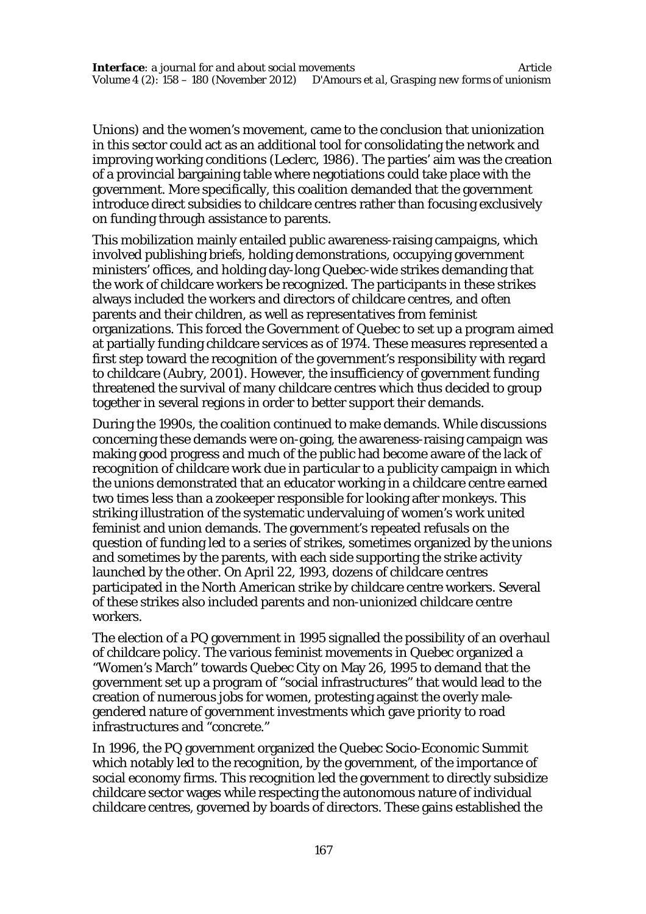Unions) and the women's movement, came to the conclusion that unionization in this sector could act as an additional tool for consolidating the network and improving working conditions (Leclerc, 1986). The parties' aim was the creation of a provincial bargaining table where negotiations could take place with the government. More specifically, this coalition demanded that the government introduce direct subsidies to childcare centres rather than focusing exclusively on funding through assistance to parents.

This mobilization mainly entailed public awareness-raising campaigns, which involved publishing briefs, holding demonstrations, occupying government ministers' offices, and holding day-long Quebec-wide strikes demanding that the work of childcare workers be recognized. The participants in these strikes always included the workers and directors of childcare centres, and often parents and their children, as well as representatives from feminist organizations. This forced the Government of Quebec to set up a program aimed at partially funding childcare services as of 1974. These measures represented a first step toward the recognition of the government's responsibility with regard to childcare (Aubry, 2001). However, the insufficiency of government funding threatened the survival of many childcare centres which thus decided to group together in several regions in order to better support their demands.

During the 1990s, the coalition continued to make demands. While discussions concerning these demands were on-going, the awareness-raising campaign was making good progress and much of the public had become aware of the lack of recognition of childcare work due in particular to a publicity campaign in which the unions demonstrated that an educator working in a childcare centre earned two times less than a zookeeper responsible for looking after monkeys. This striking illustration of the systematic undervaluing of women's work united feminist and union demands. The government's repeated refusals on the question of funding led to a series of strikes, sometimes organized by the unions and sometimes by the parents, with each side supporting the strike activity launched by the other. On April 22, 1993, dozens of childcare centres participated in the North American strike by childcare centre workers. Several of these strikes also included parents and non-unionized childcare centre workers.

The election of a PQ government in 1995 signalled the possibility of an overhaul of childcare policy. The various feminist movements in Quebec organized a "Women's March" towards Quebec City on May 26, 1995 to demand that the government set up a program of "social infrastructures" that would lead to the creation of numerous jobs for women, protesting against the overly male-gendered nature of government investments which gave priority to road infrastructures and "concrete."

In 1996, the PQ government organized the Quebec Socio-Economic Summit which notably led to the recognition, by the government, of the importance of social economy firms. This recognition led the government to directly subsidize childcare sector wages while respecting the autonomous nature of individual childcare centres, governed by boards of directors. These gains established the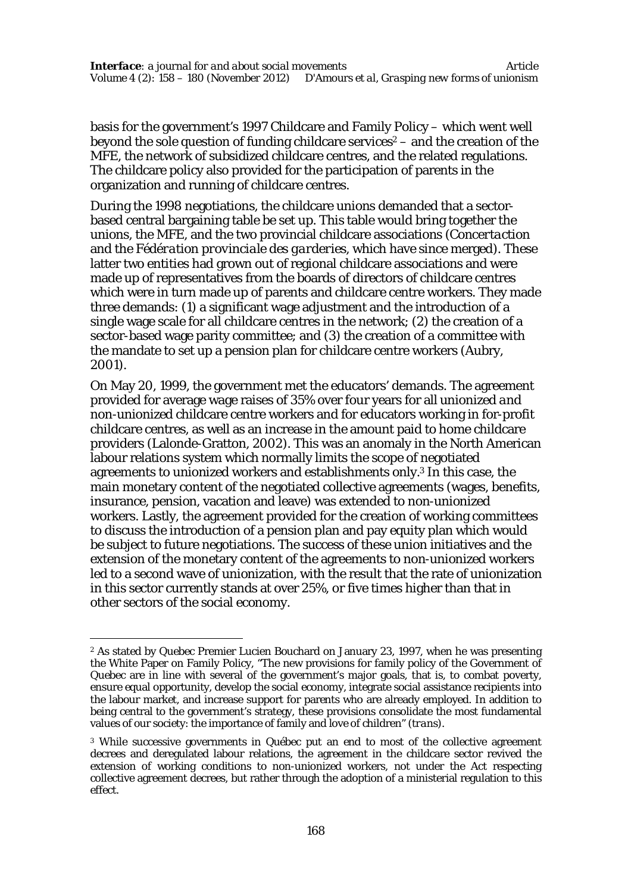basis for the government's 1997 Childcare and Family Policy – which went well beyond the sole question of funding childcare services[2] – and the creation of the MFE, the network of subsidized childcare centres, and the related regulations. The childcare policy also provided for the participation of parents in the organization and running of childcare centres.

During the 1998 negotiations, the childcare unions demanded that a sector-based central bargaining table be set up. This table would bring together the unions, the MFE, and the two provincial childcare associations (*Concertaction* and the *Fédération provinciale des garderies*, which have since merged). These latter two entities had grown out of regional childcare associations and were made up of representatives from the boards of directors of childcare centres which were in turn made up of parents and childcare centre workers. They made three demands: (1) a significant wage adjustment and the introduction of a single wage scale for all childcare centres in the network; (2) the creation of a sector-based wage parity committee; and (3) the creation of a committee with the mandate to set up a pension plan for childcare centre workers (Aubry, 2001).

On May 20, 1999, the government met the educators' demands. The agreement provided for average wage raises of 35% over four years for all unionized *and* non-unionized childcare centre workers and for educators working in for-profit childcare centres, as well as an increase in the amount paid to home childcare providers (Lalonde-Gratton, 2002). This was an anomaly in the North American labour relations system which normally limits the scope of negotiated agreements to unionized workers and establishments only.[3] In this case, the main monetary content of the negotiated collective agreements (wages, benefits, insurance, pension, vacation and leave) was extended to non-unionized workers. Lastly, the agreement provided for the creation of working committees to discuss the introduction of a pension plan and pay equity plan which would be subject to future negotiations. The success of these union initiatives and the extension of the monetary content of the agreements to non-unionized workers led to a second wave of unionization, with the result that the rate of unionization in this sector currently stands at over 25%, or five times higher than that in other sectors of the social economy.

---

[2] As stated by Quebec Premier Lucien Bouchard on January 23, 1997, when he was presenting the White Paper on Family Policy, "The new provisions for family policy of the Government of Quebec are in line with several of the government's major goals, that is, to combat poverty, ensure equal opportunity, develop the social economy, integrate social assistance recipients into the labour market, and increase support for parents who are already employed. In addition to being central to the government's strategy, these provisions consolidate the most fundamental values of our society: the importance of family and love of children" (*trans*).

[3] While successive governments in Québec put an end to most of the collective agreement decrees and deregulated labour relations, the agreement in the childcare sector revived the extension of working conditions to non-unionized workers, not under the Act respecting collective agreement decrees, but rather through the adoption of a ministerial regulation to this effect.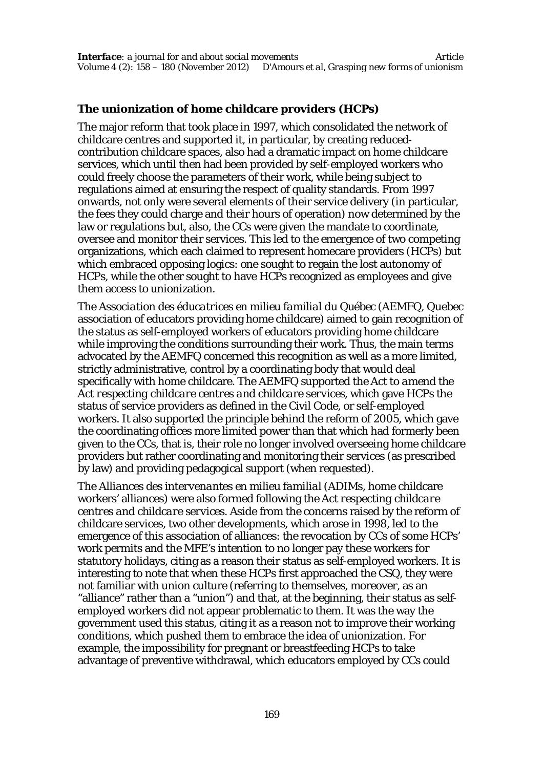### The unionization of home childcare providers (HCPs)

The major reform that took place in 1997, which consolidated the network of childcare centres and supported it, in particular, by creating reduced-contribution childcare spaces, also had a dramatic impact on home childcare services, which until then had been provided by self-employed workers who could freely choose the parameters of their work, while being subject to regulations aimed at ensuring the respect of quality standards. From 1997 onwards, not only were several elements of their service delivery (in particular, the fees they could charge and their hours of operation) now determined by the law or regulations but, also, the CCs were given the mandate to coordinate, oversee and monitor their services. This led to the emergence of two competing organizations, which each claimed to represent homecare providers (HCPs) but which embraced opposing logics: one sought to regain the lost autonomy of HCPs, while the other sought to have HCPs recognized as employees and give them access to unionization.

The *Association des éducatrices en milieu familial du Québec* (AEMFQ, Quebec association of educators providing home childcare) aimed to gain recognition of the status as self-employed workers of educators providing home childcare while improving the conditions surrounding their work. Thus, the main terms advocated by the AEMFQ concerned this recognition as well as a more limited, strictly administrative, control by a coordinating body that would deal specifically with home childcare. The AEMFQ supported the *Act to amend the Act respecting childcare centres and childcare services*, which gave HCPs the status of service providers as defined in the Civil Code, or self-employed workers. It also supported the principle behind the reform of 2005, which gave the coordinating offices more limited power than that which had formerly been given to the CCs, that is, their role no longer involved overseeing home childcare providers but rather coordinating and monitoring their services (as prescribed by law) and providing pedagogical support (when requested).

The *Alliances des intervenantes en milieu familial* (ADIMs, home childcare workers' alliances) were also formed following the *Act respecting childcare centres and childcare services*. Aside from the concerns raised by the reform of childcare services, two other developments, which arose in 1998, led to the emergence of this association of alliances: the revocation by CCs of some HCPs' work permits and the MFE's intention to no longer pay these workers for statutory holidays, citing as a reason their status as self-employed workers. It is interesting to note that when these HCPs first approached the CSQ, they were not familiar with union culture (referring to themselves, moreover, as an "alliance" rather than a "union") and that, at the beginning, their status as self-employed workers did not appear problematic to them. It was the way the government used this status, citing it as a reason not to improve their working conditions, which pushed them to embrace the idea of unionization. For example, the impossibility for pregnant or breastfeeding HCPs to take advantage of preventive withdrawal, which educators employed by CCs could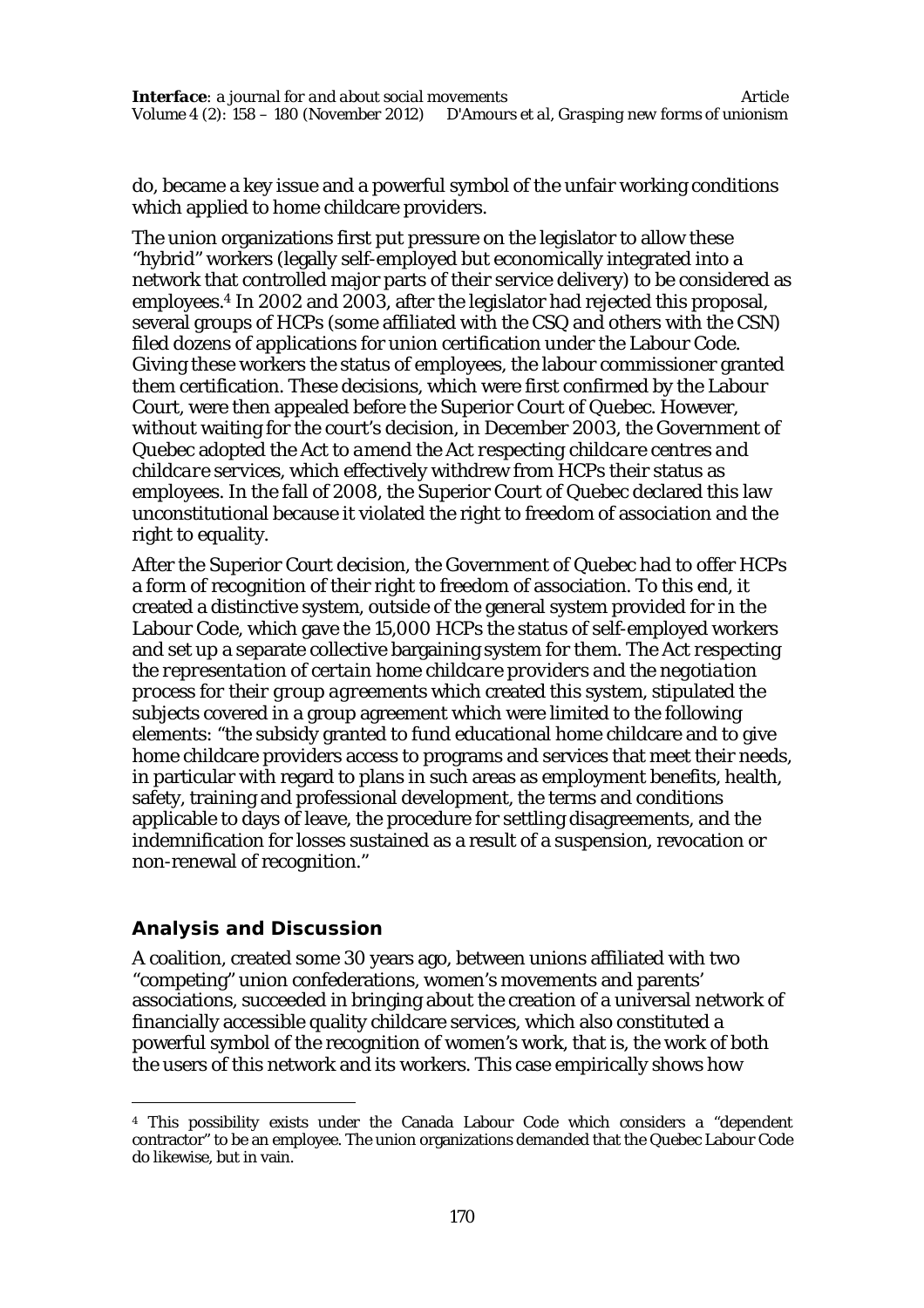do, became a key issue and a powerful symbol of the unfair working conditions which applied to home childcare providers.

The union organizations first put pressure on the legislator to allow these "hybrid" workers (legally self-employed but economically integrated into a network that controlled major parts of their service delivery) to be considered as employees.[4] In 2002 and 2003, after the legislator had rejected this proposal, several groups of HCPs (some affiliated with the CSQ and others with the CSN) filed dozens of applications for union certification under the Labour Code. Giving these workers the status of employees, the labour commissioner granted them certification. These decisions, which were first confirmed by the Labour Court, were then appealed before the Superior Court of Quebec. However, without waiting for the court's decision, in December 2003, the Government of Quebec adopted the *Act to amend the Act respecting childcare centres and childcare services*, which effectively withdrew from HCPs their status as employees. In the fall of 2008, the Superior Court of Quebec declared this law unconstitutional because it violated the right to freedom of association and the right to equality.

After the Superior Court decision, the Government of Quebec had to offer HCPs a form of recognition of their right to freedom of association. To this end, it created a distinctive system, outside of the general system provided for in the Labour Code, which gave the 15,000 HCPs the status of self-employed workers and set up a separate collective bargaining system for them. The *Act respecting the representation of certain home childcare providers and the negotiation process for their group agreements* which created this system, stipulated the subjects covered in a group agreement which were limited to the following elements: "the subsidy granted to fund educational home childcare and to give home childcare providers access to programs and services that meet their needs, in particular with regard to plans in such areas as employment benefits, health, safety, training and professional development, the terms and conditions applicable to days of leave, the procedure for settling disagreements, and the indemnification for losses sustained as a result of a suspension, revocation or non-renewal of recognition."

## Analysis and Discussion

A coalition, created some 30 years ago, between unions affiliated with two "competing" union confederations, women's movements and parents' associations, succeeded in bringing about the creation of a universal network of financially accessible quality childcare services, which also constituted a powerful symbol of the recognition of women's work, that is, the work of both the users of this network and its workers. This case empirically shows how

[4] This possibility exists under the Canada Labour Code which considers a "dependent contractor" to be an employee. The union organizations demanded that the Quebec Labour Code do likewise, but in vain.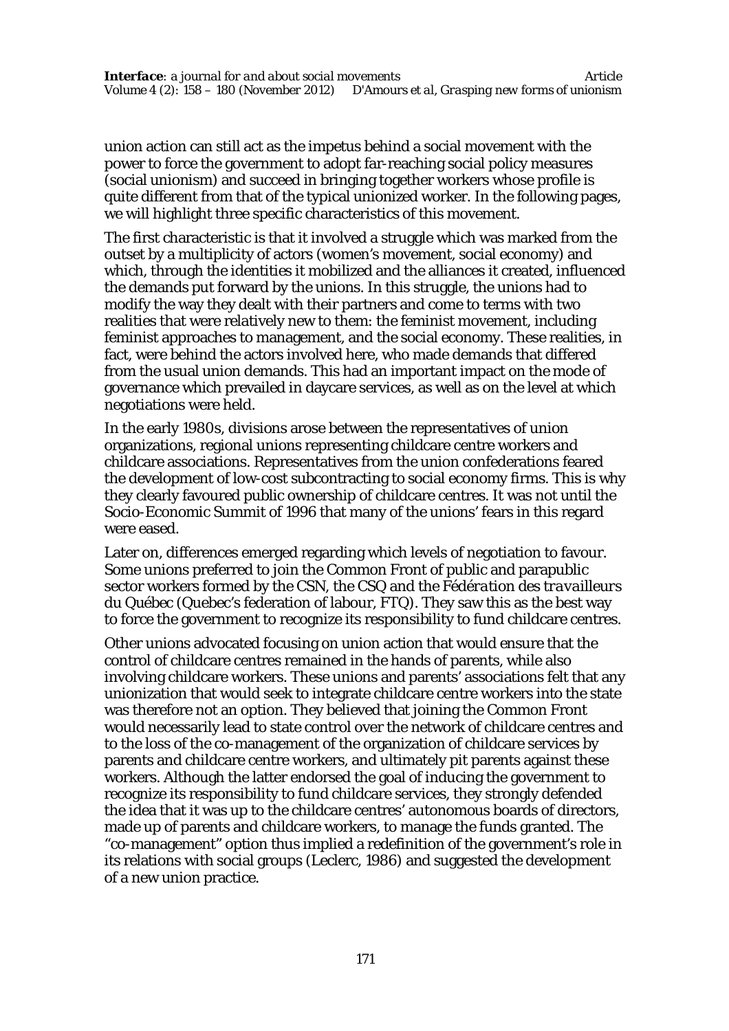union action can still act as the impetus behind a social movement with the power to force the government to adopt far-reaching social policy measures (social unionism) and succeed in bringing together workers whose profile is quite different from that of the typical unionized worker. In the following pages, we will highlight three specific characteristics of this movement.

The first characteristic is that it involved a struggle which was marked from the outset by a multiplicity of actors (women's movement, social economy) and which, through the identities it mobilized and the alliances it created, influenced the demands put forward by the unions. In this struggle, the unions had to modify the way they dealt with their partners and come to terms with two realities that were relatively new to them: the feminist movement, including feminist approaches to management, and the social economy. These realities, in fact, were behind the actors involved here, who made demands that differed from the usual union demands. This had an important impact on the mode of governance which prevailed in daycare services, as well as on the level at which negotiations were held.

In the early 1980s, divisions arose between the representatives of union organizations, regional unions representing childcare centre workers and childcare associations. Representatives from the union confederations feared the development of low-cost subcontracting to social economy firms. This is why they clearly favoured public ownership of childcare centres. It was not until the Socio-Economic Summit of 1996 that many of the unions' fears in this regard were eased.

Later on, differences emerged regarding which levels of negotiation to favour. Some unions preferred to join the Common Front of public and parapublic sector workers formed by the CSN, the CSQ and the *Fédération des travailleurs du Québec* (Quebec's federation of labour, FTQ). They saw this as the best way to force the government to recognize its responsibility to fund childcare centres.

Other unions advocated focusing on union action that would ensure that the control of childcare centres remained in the hands of parents, while also involving childcare workers. These unions and parents' associations felt that any unionization that would seek to integrate childcare centre workers into the state was therefore not an option. They believed that joining the Common Front would necessarily lead to state control over the network of childcare centres and to the loss of the co-management of the organization of childcare services by parents and childcare centre workers, and ultimately pit parents against these workers. Although the latter endorsed the goal of inducing the government to recognize its responsibility to fund childcare services, they strongly defended the idea that it was up to the childcare centres' autonomous boards of directors, made up of parents and childcare workers, to manage the funds granted. The "co-management" option thus implied a redefinition of the government's role in its relations with social groups (Leclerc, 1986) and suggested the development of a new union practice.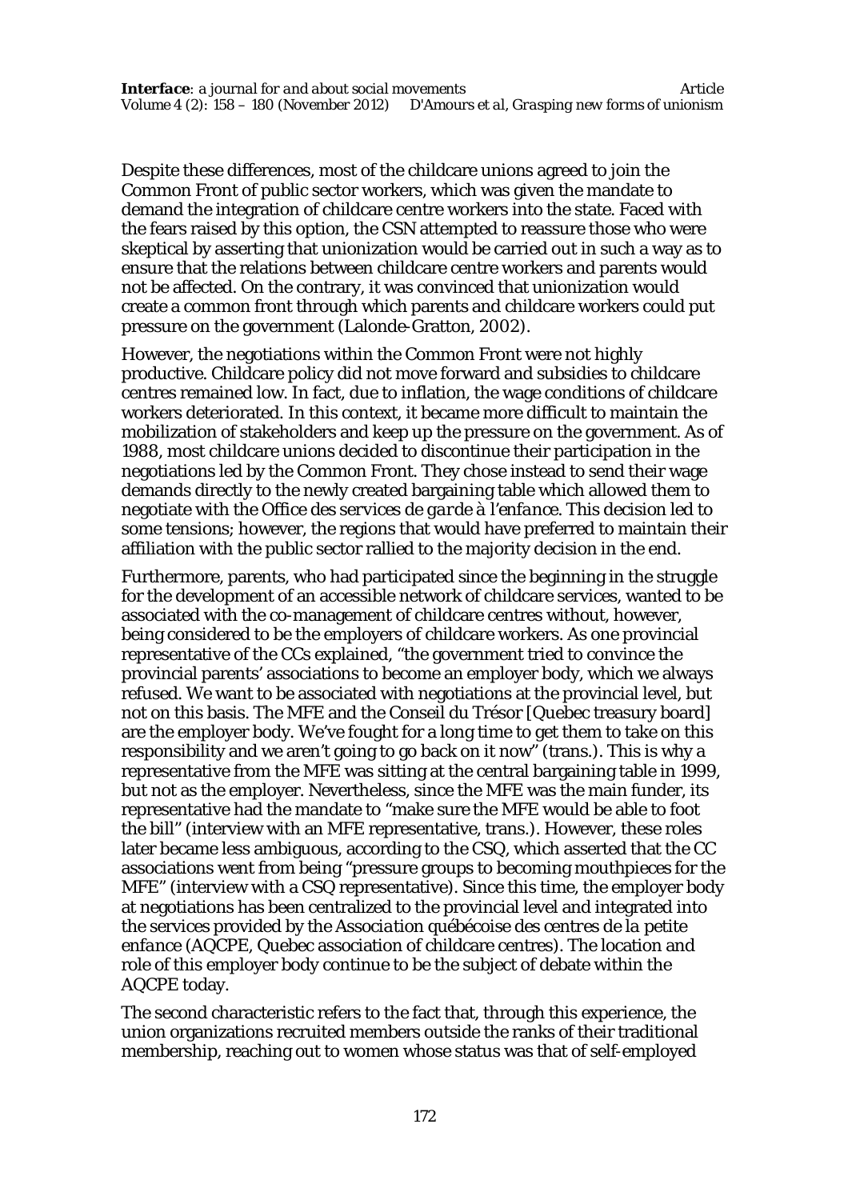Despite these differences, most of the childcare unions agreed to join the Common Front of public sector workers, which was given the mandate to demand the integration of childcare centre workers into the state. Faced with the fears raised by this option, the CSN attempted to reassure those who were skeptical by asserting that unionization would be carried out in such a way as to ensure that the relations between childcare centre workers and parents would not be affected. On the contrary, it was convinced that unionization would create a common front through which parents and childcare workers could put pressure on the government (Lalonde-Gratton, 2002).

However, the negotiations within the Common Front were not highly productive. Childcare policy did not move forward and subsidies to childcare centres remained low. In fact, due to inflation, the wage conditions of childcare workers deteriorated. In this context, it became more difficult to maintain the mobilization of stakeholders and keep up the pressure on the government. As of 1988, most childcare unions decided to discontinue their participation in the negotiations led by the Common Front. They chose instead to send their wage demands directly to the newly created bargaining table which allowed them to negotiate with the *Office des services de garde à l'enfance*. This decision led to some tensions; however, the regions that would have preferred to maintain their affiliation with the public sector rallied to the majority decision in the end.

Furthermore, parents, who had participated since the beginning in the struggle for the development of an accessible network of childcare services, wanted to be associated with the co-management of childcare centres without, however, being considered to be the employers of childcare workers. As one provincial representative of the CCs explained, "the government tried to convince the provincial parents' associations to become an employer body, which we always refused. We want to be associated with negotiations at the provincial level, but not on this basis. The MFE and the Conseil du Trésor [Quebec treasury board] are the employer body. We've fought for a long time to get them to take on this responsibility and we aren't going to go back on it now" (trans.). This is why a representative from the MFE was sitting at the central bargaining table in 1999, but not as the employer. Nevertheless, since the MFE was the main funder, its representative had the mandate to "make sure the MFE would be able to foot the bill" (interview with an MFE representative, trans.). However, these roles later became less ambiguous, according to the CSQ, which asserted that the CC associations went from being "pressure groups to becoming mouthpieces for the MFE" (interview with a CSQ representative). Since this time, the employer body at negotiations has been centralized to the provincial level and integrated into the services provided by the *Association québécoise des centres de la petite enfance* (AQCPE, Quebec association of childcare centres). The location and role of this employer body continue to be the subject of debate within the AQCPE today.

The second characteristic refers to the fact that, through this experience, the union organizations recruited members outside the ranks of their traditional membership, reaching out to women whose status was that of self-employed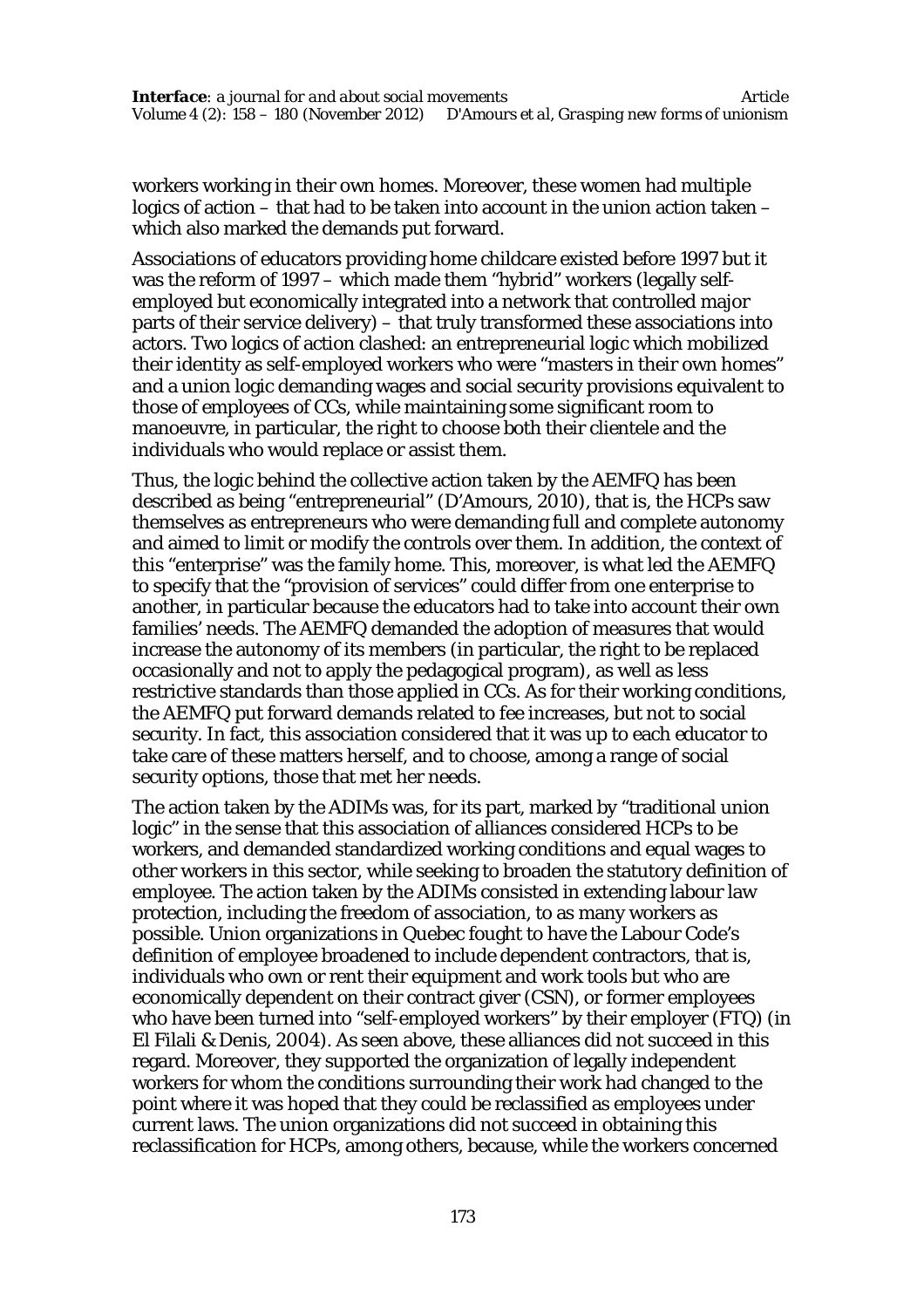workers working in their own homes. Moreover, these women had multiple logics of action – that had to be taken into account in the union action taken – which also marked the demands put forward.

Associations of educators providing home childcare existed before 1997 but it was the reform of 1997 – which made them "hybrid" workers (legally self-employed but economically integrated into a network that controlled major parts of their service delivery) – that truly transformed these associations into actors. Two logics of action clashed: an entrepreneurial logic which mobilized their identity as self-employed workers who were "masters in their own homes" and a union logic demanding wages and social security provisions equivalent to those of employees of CCs, while maintaining some significant room to manoeuvre, in particular, the right to choose both their clientele and the individuals who would replace or assist them.

Thus, the logic behind the collective action taken by the AEMFQ has been described as being "entrepreneurial" (D'Amours, 2010), that is, the HCPs saw themselves as entrepreneurs who were demanding full and complete autonomy and aimed to limit or modify the controls over them. In addition, the context of this "enterprise" was the family home. This, moreover, is what led the AEMFQ to specify that the "provision of services" could differ from one enterprise to another, in particular because the educators had to take into account their own families' needs. The AEMFQ demanded the adoption of measures that would increase the autonomy of its members (in particular, the right to be replaced occasionally and not to apply the pedagogical program), as well as less restrictive standards than those applied in CCs. As for their working conditions, the AEMFQ put forward demands related to fee increases, but not to social security. In fact, this association considered that it was up to each educator to take care of these matters herself, and to choose, among a range of social security options, those that met her needs.

The action taken by the ADIMs was, for its part, marked by "traditional union logic" in the sense that this association of alliances considered HCPs to be workers, and demanded standardized working conditions and equal wages to other workers in this sector, while seeking to broaden the statutory definition of employee. The action taken by the ADIMs consisted in extending labour law protection, including the freedom of association, to as many workers as possible. Union organizations in Quebec fought to have the Labour Code's definition of employee broadened to include dependent contractors, that is, individuals who own or rent their equipment and work tools but who are economically dependent on their contract giver (CSN), or former employees who have been turned into "self-employed workers" by their employer (FTQ) (in El Filali & Denis, 2004). As seen above, these alliances did not succeed in this regard. Moreover, they supported the organization of legally independent workers for whom the conditions surrounding their work had changed to the point where it was hoped that they could be reclassified as employees under current laws. The union organizations did not succeed in obtaining this reclassification for HCPs, among others, because, while the workers concerned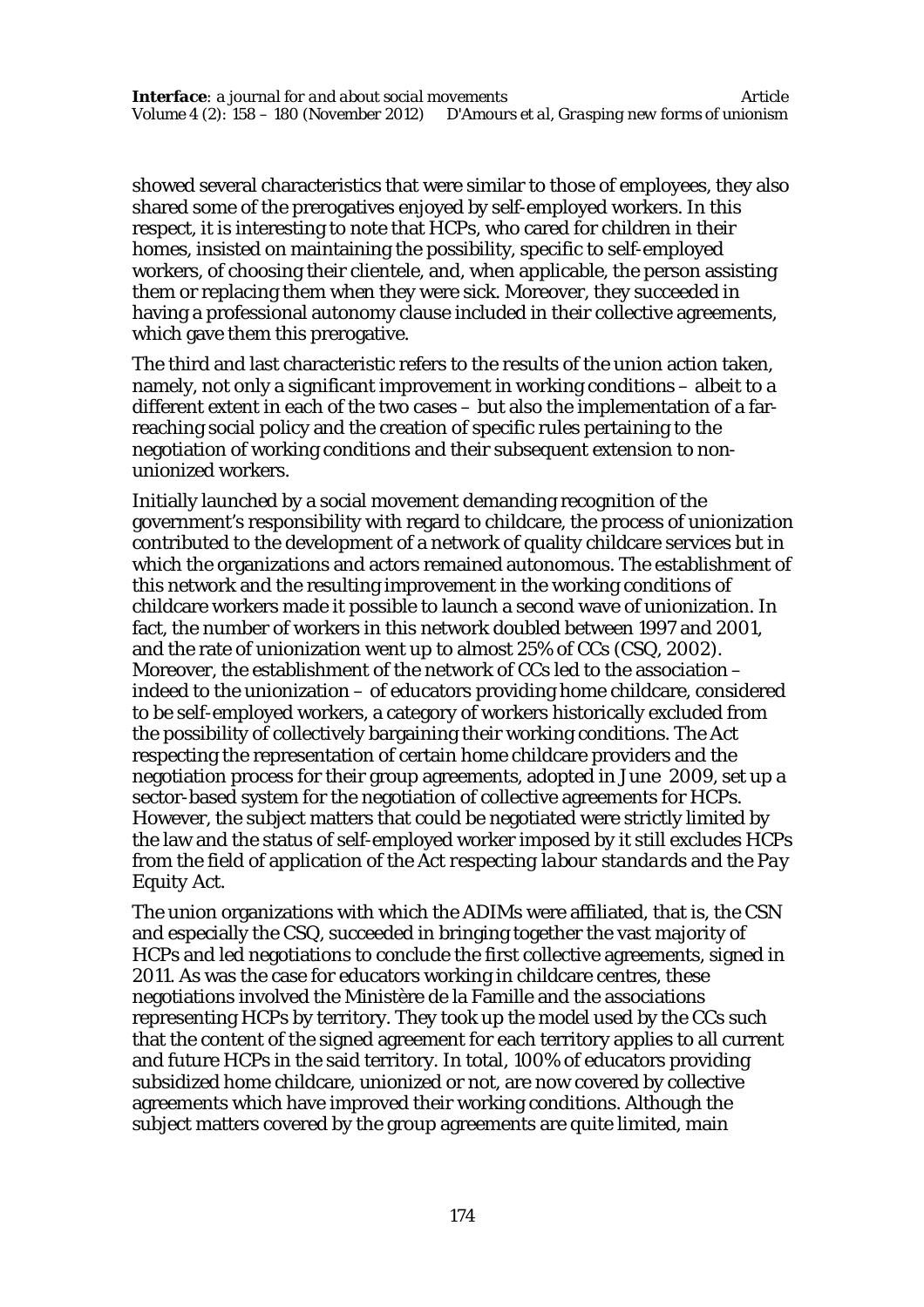showed several characteristics that were similar to those of employees, they also shared some of the prerogatives enjoyed by self-employed workers. In this respect, it is interesting to note that HCPs, who cared for children in their homes, insisted on maintaining the possibility, specific to self-employed workers, of choosing their clientele, and, when applicable, the person assisting them or replacing them when they were sick. Moreover, they succeeded in having a professional autonomy clause included in their collective agreements, which gave them this prerogative.

The third and last characteristic refers to the results of the union action taken, namely, not only a significant improvement in working conditions – albeit to a different extent in each of the two cases – but also the implementation of a far-reaching social policy and the creation of specific rules pertaining to the negotiation of working conditions and their subsequent extension to non-unionized workers.

Initially launched by a social movement demanding recognition of the government's responsibility with regard to childcare, the process of unionization contributed to the development of a network of quality childcare services but in which the organizations and actors remained autonomous. The establishment of this network and the resulting improvement in the working conditions of childcare workers made it possible to launch a second wave of unionization. In fact, the number of workers in this network doubled between 1997 and 2001, and the rate of unionization went up to almost 25% of CCs (CSQ, 2002). Moreover, the establishment of the network of CCs led to the association – indeed to the unionization – of educators providing home childcare, considered to be self-employed workers, a category of workers historically excluded from the possibility of collectively bargaining their working conditions. The Act respecting the representation of certain home childcare providers and the negotiation process for their group agreements, adopted in June 2009, set up a sector-based system for the negotiation of collective agreements for HCPs. However, the subject matters that could be negotiated were strictly limited by the law and the status of self-employed worker imposed by it still excludes HCPs from the field of application of the *Act respecting labour standards* and the *Pay Equity Act*.

The union organizations with which the ADIMs were affiliated, that is, the CSN and especially the CSQ, succeeded in bringing together the vast majority of HCPs and led negotiations to conclude the first collective agreements, signed in 2011. As was the case for educators working in childcare centres, these negotiations involved the Ministère de la Famille and the associations representing HCPs by territory. They took up the model used by the CCs such that the content of the signed agreement for each territory applies to all current and future HCPs in the said territory. In total, 100% of educators providing subsidized home childcare, unionized or not, are now covered by collective agreements which have improved their working conditions. Although the subject matters covered by the group agreements are quite limited, main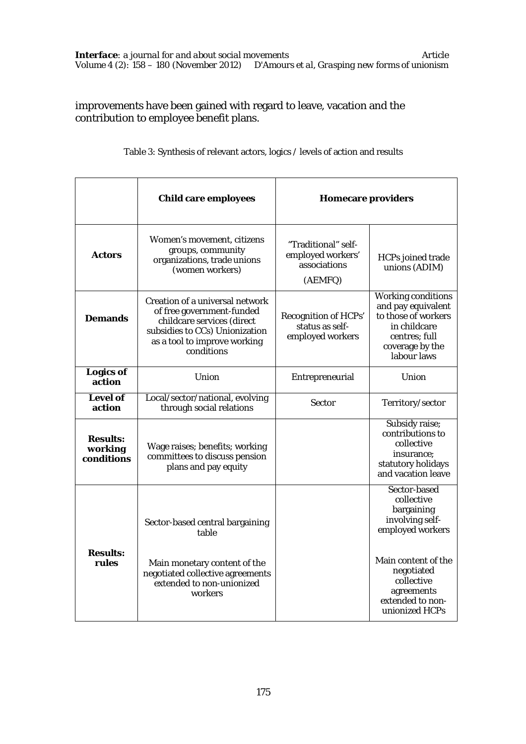improvements have been gained with regard to leave, vacation and the contribution to employee benefit plans.

Table 3: Synthesis of relevant actors, logics / levels of action and results

| | **Child care employees** | **Homecare providers** | |
|---|---|---|---|
| **Actors** | Women's movement, citizens groups, community organizations, trade unions (women workers) | "Traditional" self-employed workers' associations (AEMFQ) | HCPs joined trade unions (ADIM) |
| **Demands** | Creation of a universal network of free government-funded childcare services (direct subsidies to CCs) Unionization as a tool to improve working conditions | Recognition of HCPs' status as self-employed workers | Working conditions and pay equivalent to those of workers in childcare centres; full coverage by the labour laws |
| **Logics of action** | Union | Entrepreneurial | Union |
| **Level of action** | Local/sector/national, evolving through social relations | Sector | Territory/sector |
| **Results: working conditions** | Wage raises; benefits; working committees to discuss pension plans and pay equity | | Subsidy raise; contributions to collective insurance; statutory holidays and vacation leave |
| **Results: rules** | Sector-based central bargaining table<br><br>Main monetary content of the negotiated collective agreements extended to non-unionized workers | | Sector-based collective bargaining involving self-employed workers<br><br>Main content of the negotiated collective agreements extended to non-unionized HCPs |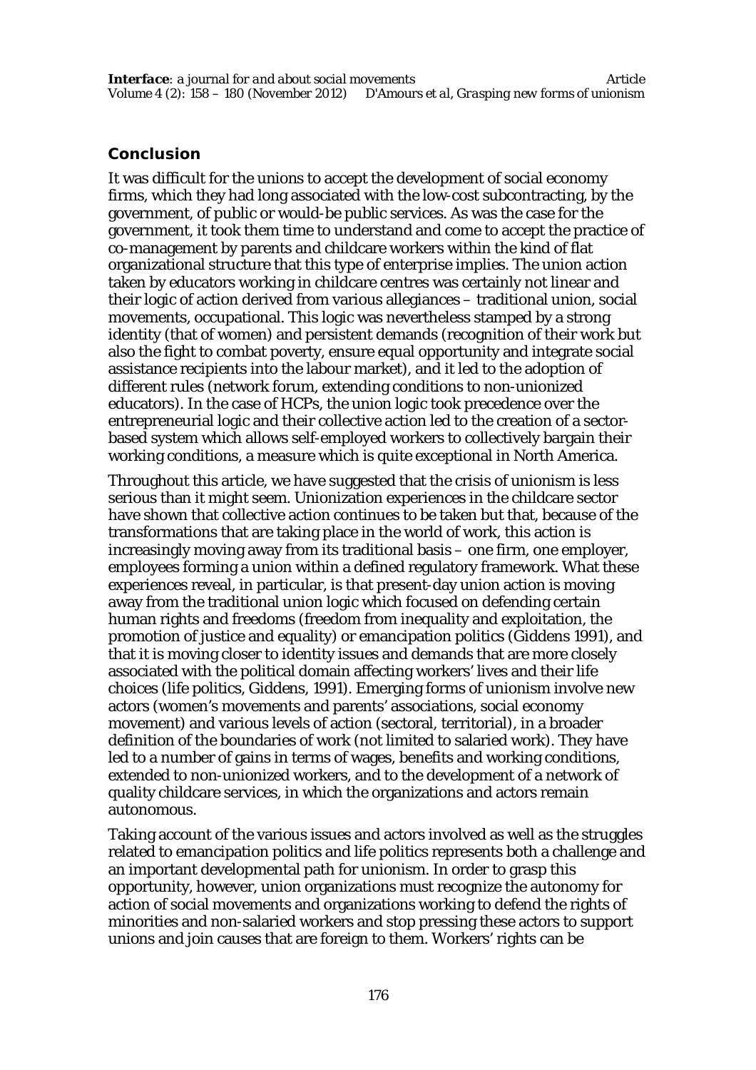## Conclusion

It was difficult for the unions to accept the development of social economy firms, which they had long associated with the low-cost subcontracting, by the government, of public or would-be public services. As was the case for the government, it took them time to understand and come to accept the practice of co-management by parents and childcare workers within the kind of flat organizational structure that this type of enterprise implies. The union action taken by educators working in childcare centres was certainly not linear and their logic of action derived from various allegiances – traditional union, social movements, occupational. This logic was nevertheless stamped by a strong identity (that of women) and persistent demands (recognition of their work but also the fight to combat poverty, ensure equal opportunity and integrate social assistance recipients into the labour market), and it led to the adoption of different rules (network forum, extending conditions to non-unionized educators). In the case of HCPs, the union logic took precedence over the entrepreneurial logic and their collective action led to the creation of a sector-based system which allows self-employed workers to collectively bargain their working conditions, a measure which is quite exceptional in North America.

Throughout this article, we have suggested that the crisis of unionism is less serious than it might seem. Unionization experiences in the childcare sector have shown that collective action continues to be taken but that, because of the transformations that are taking place in the world of work, this action is increasingly moving away from its traditional basis – one firm, one employer, employees forming a union within a defined regulatory framework. What these experiences reveal, in particular, is that present-day union action is moving away from the traditional union logic which focused on defending certain human rights and freedoms (freedom from inequality and exploitation, the promotion of justice and equality) or emancipation politics (Giddens 1991), and that it is moving closer to identity issues and demands that are more closely associated with the political domain affecting workers' lives and their life choices (life politics, Giddens, 1991). Emerging forms of unionism involve new actors (women's movements and parents' associations, social economy movement) and various levels of action (sectoral, territorial), in a broader definition of the boundaries of work (not limited to salaried work). They have led to a number of gains in terms of wages, benefits and working conditions, extended to non-unionized workers, and to the development of a network of quality childcare services, in which the organizations and actors remain autonomous.

Taking account of the various issues and actors involved as well as the struggles related to emancipation politics and life politics represents both a challenge and an important developmental path for unionism. In order to grasp this opportunity, however, union organizations must recognize the autonomy for action of social movements and organizations working to defend the rights of minorities and non-salaried workers and stop pressing these actors to support unions and join causes that are foreign to them. Workers' rights can be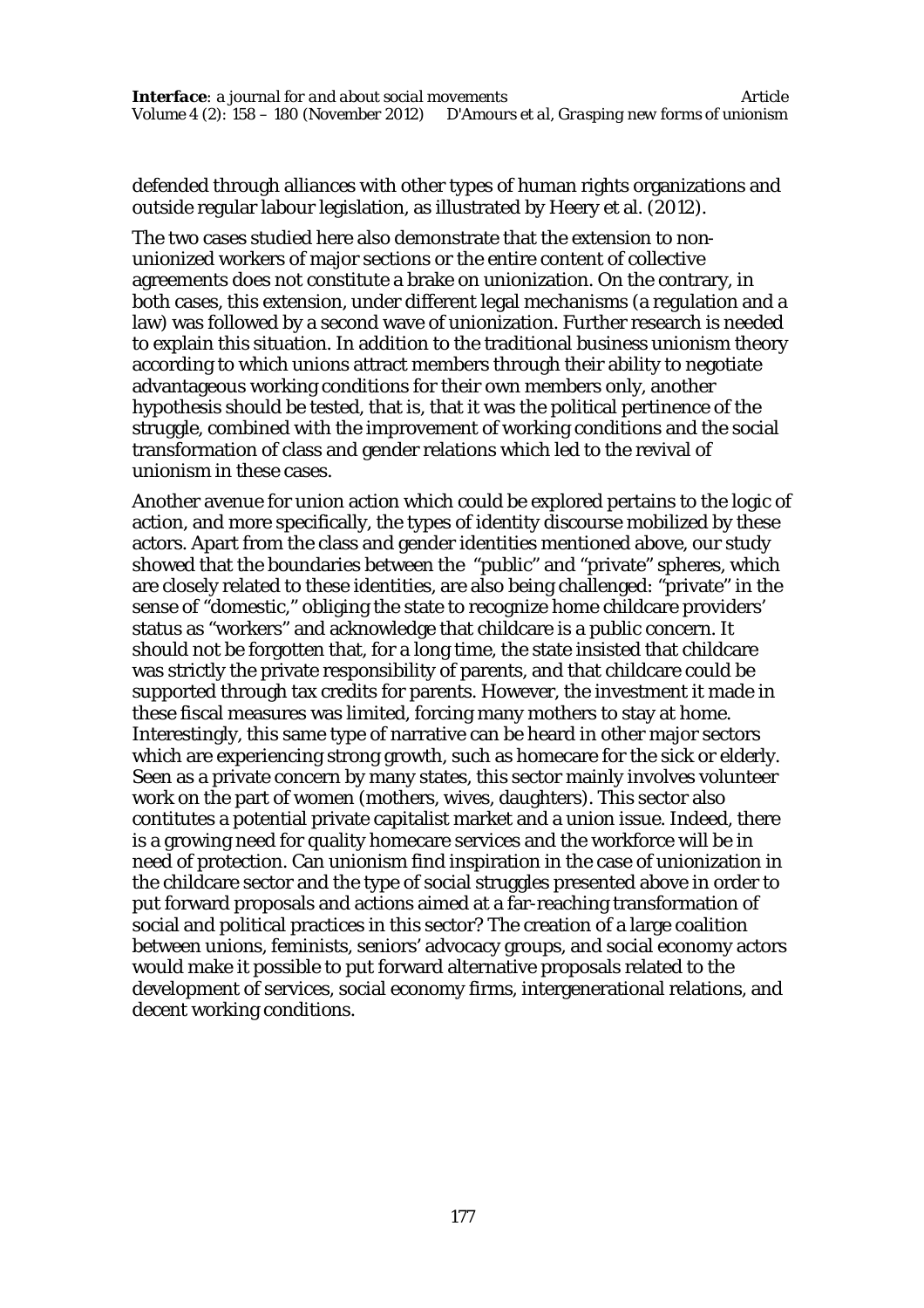defended through alliances with other types of human rights organizations and outside regular labour legislation, as illustrated by Heery et al. (2012).

The two cases studied here also demonstrate that the extension to non-unionized workers of major sections or the entire content of collective agreements does not constitute a brake on unionization. On the contrary, in both cases, this extension, under different legal mechanisms (a regulation and a law) was followed by a second wave of unionization. Further research is needed to explain this situation. In addition to the traditional business unionism theory according to which unions attract members through their ability to negotiate advantageous working conditions for their own members only, another hypothesis should be tested, that is, that it was the political pertinence of the struggle, combined with the improvement of working conditions and the social transformation of class and gender relations which led to the revival of unionism in these cases.

Another avenue for union action which could be explored pertains to the logic of action, and more specifically, the types of identity discourse mobilized by these actors. Apart from the class and gender identities mentioned above, our study showed that the boundaries between the "public" and "private" spheres, which are closely related to these identities, are also being challenged: "private" in the sense of "domestic," obliging the state to recognize home childcare providers' status as "workers" and acknowledge that childcare is a public concern. It should not be forgotten that, for a long time, the state insisted that childcare was strictly the private responsibility of parents, and that childcare could be supported through tax credits for parents. However, the investment it made in these fiscal measures was limited, forcing many mothers to stay at home. Interestingly, this same type of narrative can be heard in other major sectors which are experiencing strong growth, such as homecare for the sick or elderly. Seen as a private concern by many states, this sector mainly involves volunteer work on the part of women (mothers, wives, daughters). This sector also contitutes a potential private capitalist market and a union issue. Indeed, there is a growing need for quality homecare services and the workforce will be in need of protection. Can unionism find inspiration in the case of unionization in the childcare sector and the type of social struggles presented above in order to put forward proposals and actions aimed at a far-reaching transformation of social and political practices in this sector? The creation of a large coalition between unions, feminists, seniors' advocacy groups, and social economy actors would make it possible to put forward alternative proposals related to the development of services, social economy firms, intergenerational relations, and decent working conditions.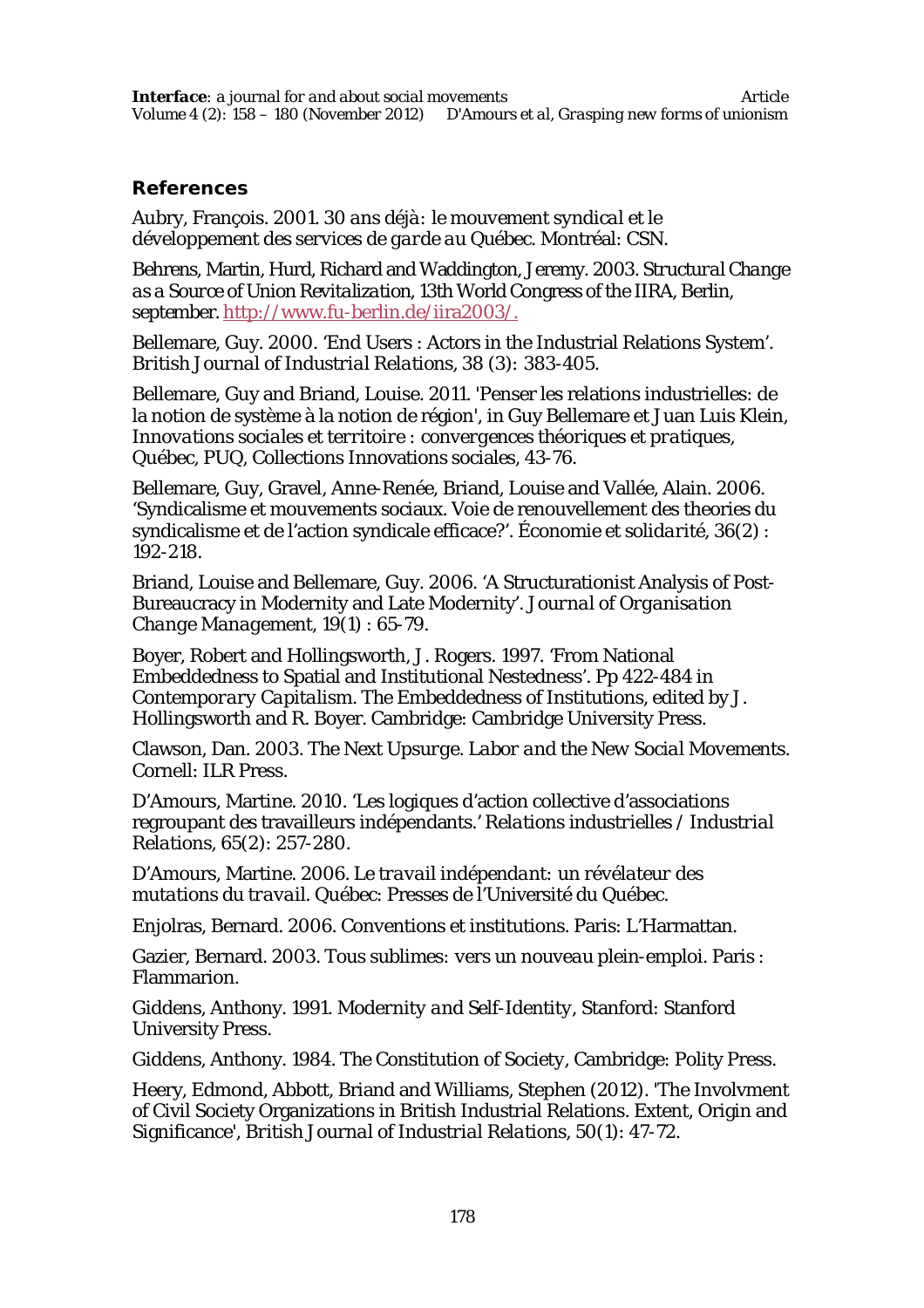## References

Aubry, François. 2001. *30 ans déjà: le mouvement syndical et le développement des services de garde au Québec*. Montréal: CSN.

Behrens, Martin, Hurd, Richard and Waddington, Jeremy. 2003. *Structural Change as a Source of Union Revitalization*, 13th World Congress of the IIRA, Berlin, september. http://www.fu-berlin.de/iira2003/.

Bellemare, Guy. 2000. 'End Users : Actors in the Industrial Relations System'. *British Journal of Industrial Relations*, 38 (3): 383-405.

Bellemare, Guy and Briand, Louise. 2011. 'Penser les relations industrielles: de la notion de système à la notion de région', in Guy Bellemare et Juan Luis Klein, *Innovations sociales et territoire : convergences théoriques et pratiques*, Québec, PUQ, Collections Innovations sociales, 43-76.

Bellemare, Guy, Gravel, Anne-Renée, Briand, Louise and Vallée, Alain. 2006. 'Syndicalisme et mouvements sociaux. Voie de renouvellement des theories du syndicalisme et de l'action syndicale efficace?'. *Économie et solidarité*, 36(2) : 192-218.

Briand, Louise and Bellemare, Guy. 2006. 'A Structurationist Analysis of Post-Bureaucracy in Modernity and Late Modernity'. *Journal of Organisation Change Management*, 19(1) : 65-79.

Boyer, Robert and Hollingsworth, J. Rogers. 1997. 'From National Embeddedness to Spatial and Institutional Nestedness'. Pp 422-484 in *Contemporary Capitalism. The Embeddedness of Institutions*, edited by J. Hollingsworth and R. Boyer. Cambridge: Cambridge University Press.

Clawson, Dan. 2003. *The Next Upsurge. Labor and the New Social Movements*. Cornell: ILR Press.

D'Amours, Martine. 2010. 'Les logiques d'action collective d'associations regroupant des travailleurs indépendants.' *Relations industrielles / Industrial Relations*, 65(2): 257-280.

D'Amours, Martine. 2006. *Le travail indépendant: un révélateur des mutations du travail*. Québec: Presses de l'Université du Québec.

Enjolras, Bernard. 2006. *Conventions et institutions*. Paris: L'Harmattan.

Gazier, Bernard. 2003. *Tous sublimes: vers un nouveau plein-emploi*. Paris : Flammarion.

Giddens, Anthony. 1991. *Modernity and Self-Identity*, Stanford: Stanford University Press.

Giddens, Anthony. 1984. *The Constitution of Society*, Cambridge: Polity Press.

Heery, Edmond, Abbott, Briand and Williams, Stephen (2012). 'The Involvment of Civil Society Organizations in British Industrial Relations. Extent, Origin and Significance', *British Journal of Industrial Relations*, 50(1): 47-72.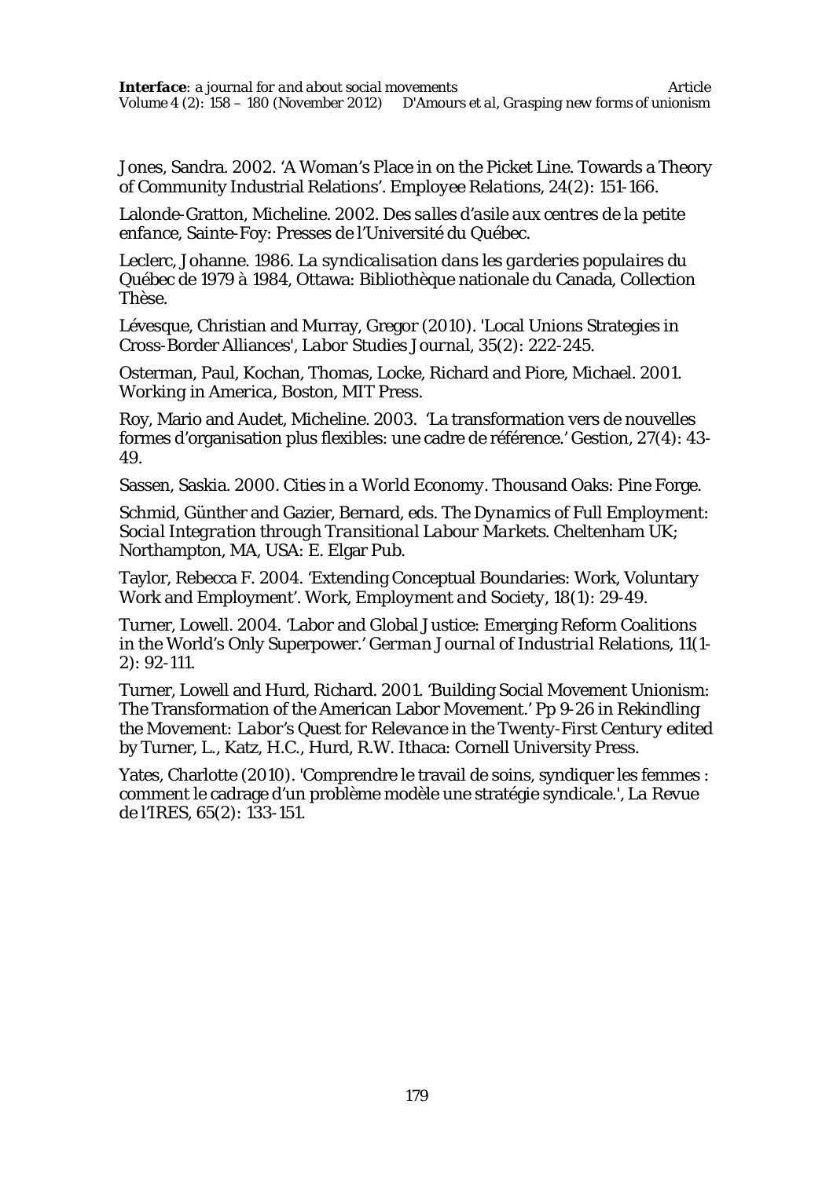Jones, Sandra. 2002. 'A Woman's Place in on the Picket Line. Towards a Theory of Community Industrial Relations'. *Employee Relations*, 24(2): 151-166.

Lalonde-Gratton, Micheline. 2002. *Des salles d'asile aux centres de la petite enfance*, Sainte-Foy: Presses de l'Université du Québec.

Leclerc, Johanne. 1986. *La syndicalisation dans les garderies populaires du Québec de 1979 à 1984*, Ottawa: Bibliothèque nationale du Canada, Collection Thèse.

Lévesque, Christian and Murray, Gregor (2010). 'Local Unions Strategies in Cross-Border Alliances', *Labor Studies Journal*, 35(2): 222-245.

Osterman, Paul, Kochan, Thomas, Locke, Richard and Piore, Michael. 2001. *Working in America*, Boston, MIT Press.

Roy, Mario and Audet, Micheline. 2003. 'La transformation vers de nouvelles formes d'organisation plus flexibles: une cadre de référence.' Gestion, 27(4): 43-49.

Sassen, Saskia. 2000. Cities in a World Economy. Thousand Oaks: Pine Forge.

Schmid, Günther and Gazier, Bernard, eds. *The Dynamics of Full Employment: Social Integration through Transitional Labour Markets*. Cheltenham UK; Northampton, MA, USA: E. Elgar Pub.

Taylor, Rebecca F. 2004. 'Extending Conceptual Boundaries: Work, Voluntary Work and Employment'. *Work, Employment and Society*, 18(1): 29-49.

Turner, Lowell. 2004. 'Labor and Global Justice: Emerging Reform Coalitions in the World's Only Superpower.' *German Journal of Industrial Relations*, 11(1-2): 92-111.

Turner, Lowell and Hurd, Richard. 2001. 'Building Social Movement Unionism: The Transformation of the American Labor Movement.' Pp 9-26 in Rekindling the Movement: *Labor's Quest for Relevance in the Twenty-First Century* edited by Turner, L., Katz, H.C., Hurd, R.W. Ithaca: Cornell University Press.

Yates, Charlotte (2010). 'Comprendre le travail de soins, syndiquer les femmes : comment le cadrage d'un problème modèle une stratégie syndicale.', *La Revue de l'IRES*, 65(2): 133-151.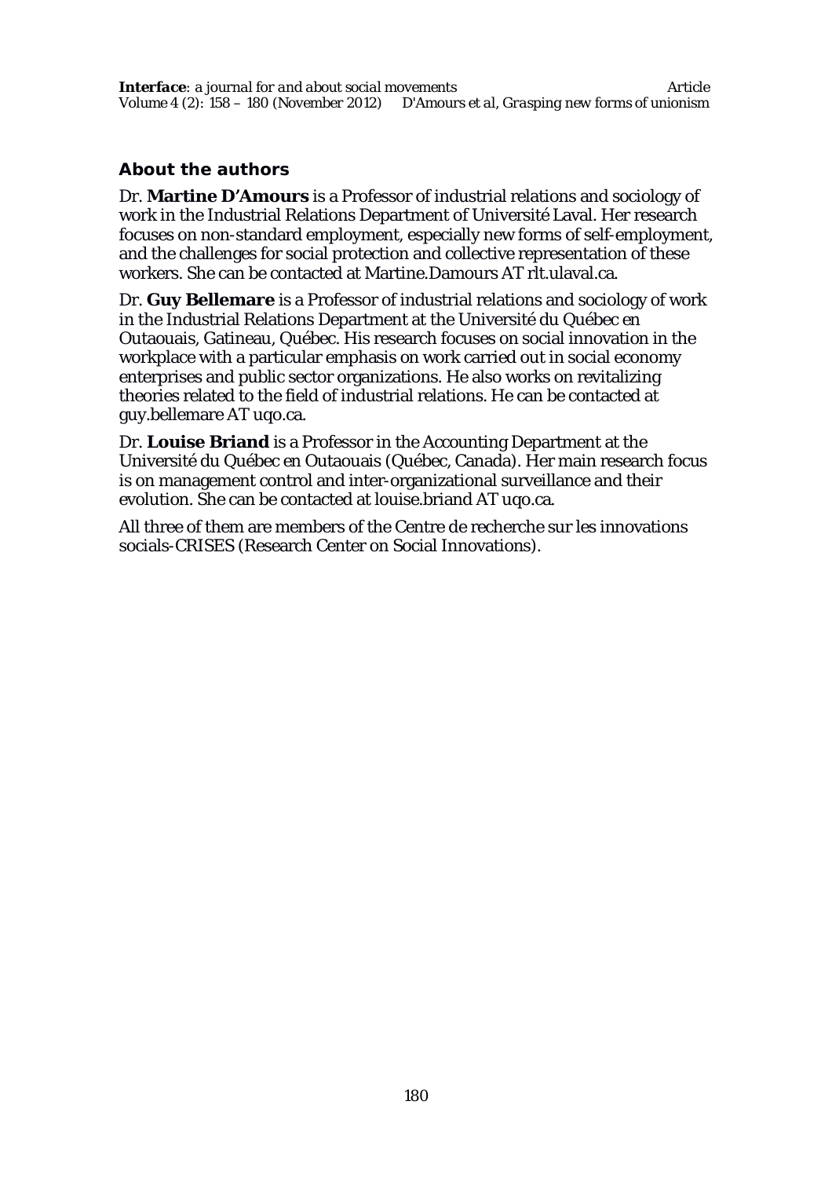## About the authors

Dr. **Martine D'Amours** is a Professor of industrial relations and sociology of work in the Industrial Relations Department of Université Laval. Her research focuses on non-standard employment, especially new forms of self-employment, and the challenges for social protection and collective representation of these workers. She can be contacted at Martine.Damours AT rlt.ulaval.ca.

Dr. **Guy Bellemare** is a Professor of industrial relations and sociology of work in the Industrial Relations Department at the Université du Québec en Outaouais, Gatineau, Québec. His research focuses on social innovation in the workplace with a particular emphasis on work carried out in social economy enterprises and public sector organizations. He also works on revitalizing theories related to the field of industrial relations. He can be contacted at guy.bellemare AT uqo.ca.

Dr. **Louise Briand** is a Professor in the Accounting Department at the Université du Québec en Outaouais (Québec, Canada). Her main research focus is on management control and inter-organizational surveillance and their evolution. She can be contacted at louise.briand AT uqo.ca.

All three of them are members of the Centre de recherche sur les innovations socials-CRISES (Research Center on Social Innovations).